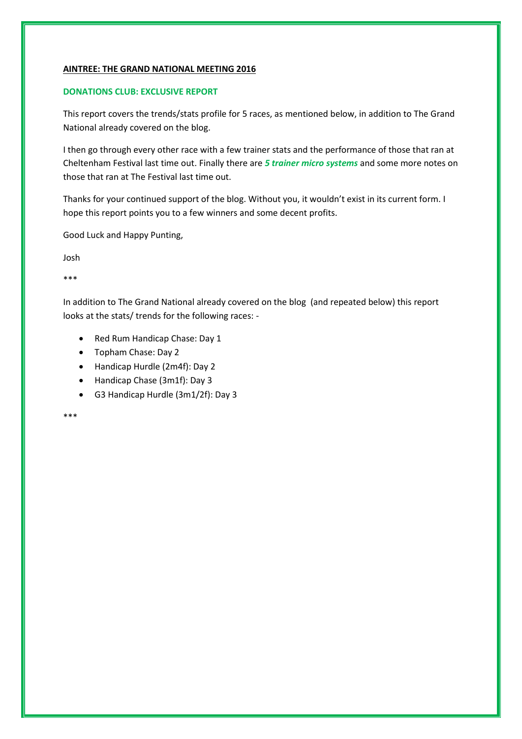**AINTREE: THE GRAND NATIONAL MEETING 2016**

**DONATIONS CLUB: EXCLUSIVE REPORT**

This report covers the trends/stats profile for 5 races, as mentioned below, in addition to The Grand National already covered on the blog.

I then go through every other race with a few trainer stats and the performance of those that ran at Cheltenham Festival last time out. Finally there are ***5 trainer micro systems*** and some more notes on those that ran at The Festival last time out.

Thanks for your continued support of the blog. Without you, it wouldn't exist in its current form. I hope this report points you to a few winners and some decent profits.

Good Luck and Happy Punting,

Josh

***

In addition to The Grand National already covered on the blog (and repeated below) this report looks at the stats/ trends for the following races: -

- Red Rum Handicap Chase: Day 1
- Topham Chase: Day 2
- Handicap Hurdle (2m4f): Day 2
- Handicap Chase (3m1f): Day 3
- G3 Handicap Hurdle (3m1/2f): Day 3

***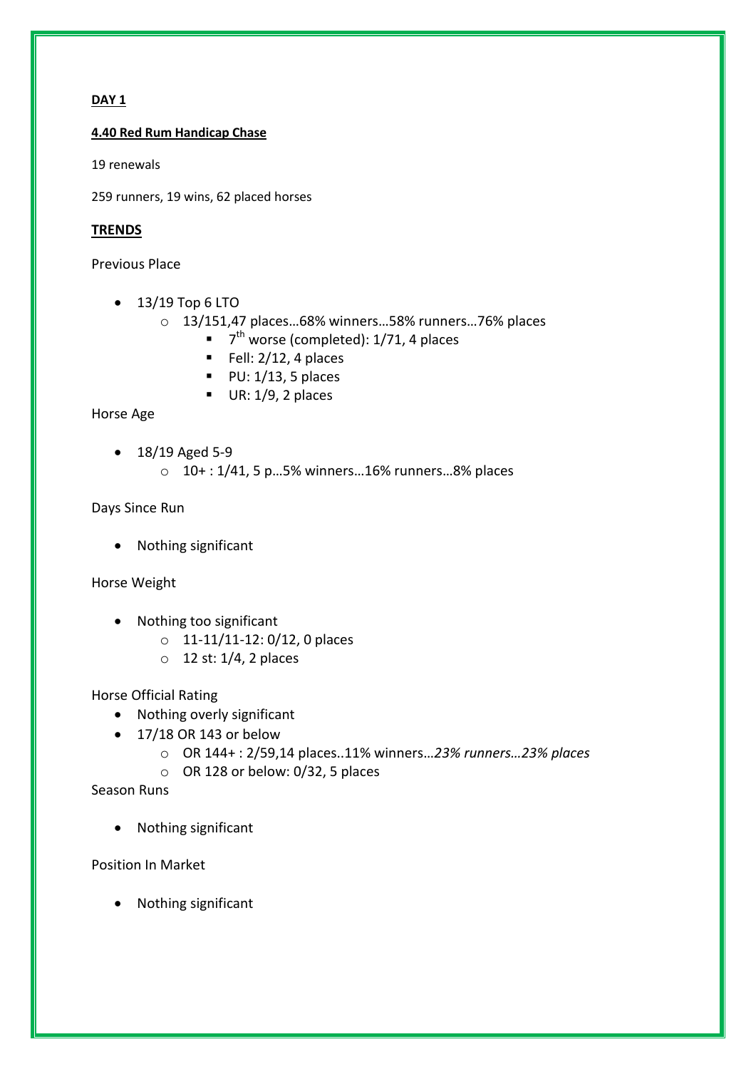**DAY 1**

**4.40 Red Rum Handicap Chase**

19 renewals

259 runners, 19 wins, 62 placed horses

**TRENDS**

Previous Place

- 13/19 Top 6 LTO
  - 13/151,47 places…68% winners…58% runners…76% places
    - 7th worse (completed): 1/71, 4 places
    - Fell: 2/12, 4 places
    - PU: 1/13, 5 places
    - UR: 1/9, 2 places

Horse Age

- 18/19 Aged 5-9
  - 10+ : 1/41, 5 p…5% winners…16% runners…8% places

Days Since Run

- Nothing significant

Horse Weight

- Nothing too significant
  - 11-11/11-12: 0/12, 0 places
  - 12 st: 1/4, 2 places

Horse Official Rating

- Nothing overly significant
- 17/18 OR 143 or below
  - OR 144+ : 2/59,14 places..11% winners…*23% runners…23% places*
  - OR 128 or below: 0/32, 5 places

Season Runs

- Nothing significant

Position In Market

- Nothing significant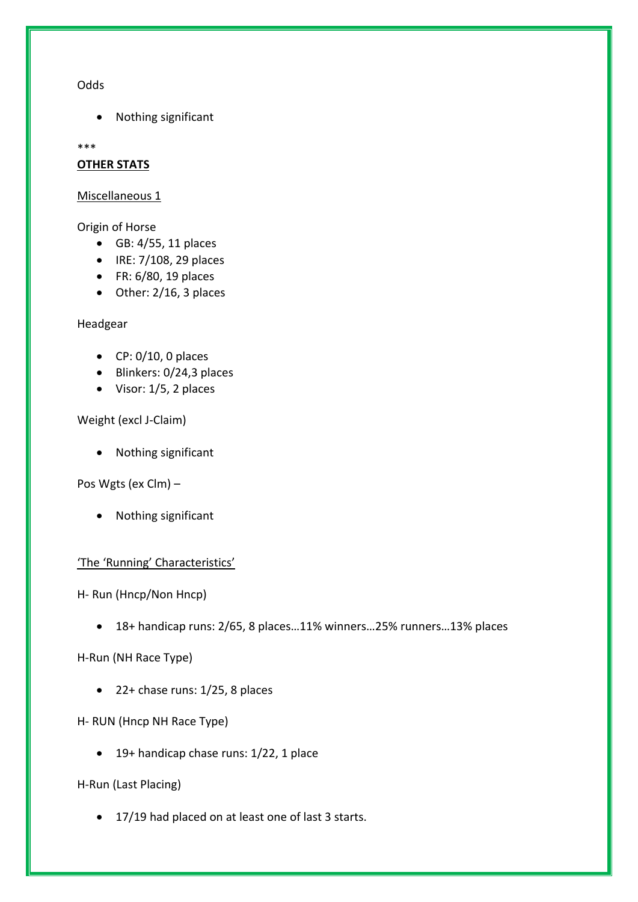Odds

- Nothing significant

***

**OTHER STATS**

Miscellaneous 1

Origin of Horse

- GB: 4/55, 11 places
- IRE: 7/108, 29 places
- FR: 6/80, 19 places
- Other: 2/16, 3 places

Headgear

- CP: 0/10, 0 places
- Blinkers: 0/24,3 places
- Visor: 1/5, 2 places

Weight (excl J-Claim)

- Nothing significant

Pos Wgts (ex Clm) –

- Nothing significant

'The 'Running' Characteristics'

H- Run (Hncp/Non Hncp)

- 18+ handicap runs: 2/65, 8 places…11% winners…25% runners…13% places

H-Run (NH Race Type)

- 22+ chase runs: 1/25, 8 places

H- RUN (Hncp NH Race Type)

- 19+ handicap chase runs: 1/22, 1 place

H-Run (Last Placing)

- 17/19 had placed on at least one of last 3 starts.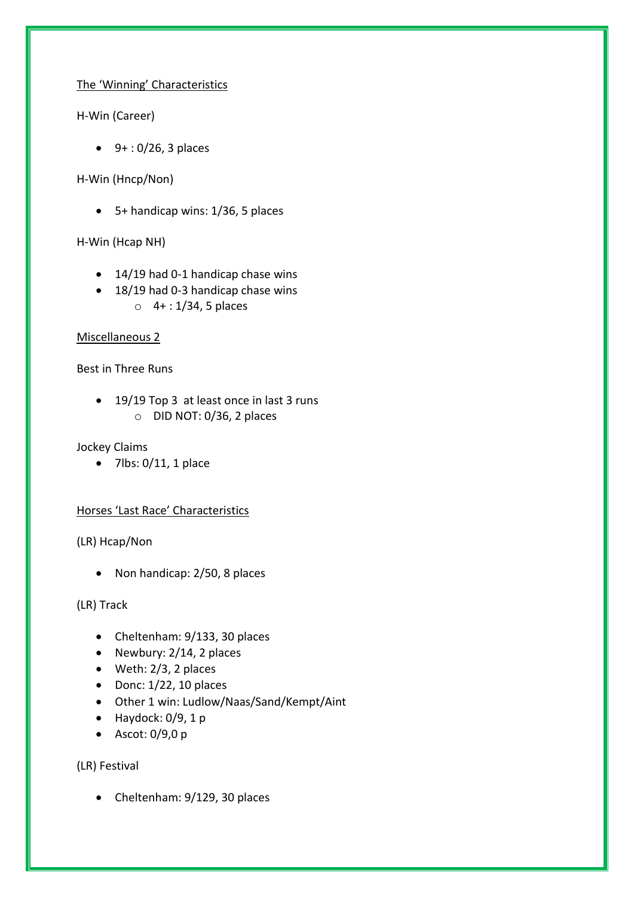The 'Winning' Characteristics

H-Win (Career)

- 9+ : 0/26, 3 places

H-Win (Hncp/Non)

- 5+ handicap wins: 1/36, 5 places

H-Win (Hcap NH)

- 14/19 had 0-1 handicap chase wins
- 18/19 had 0-3 handicap chase wins
  - 4+ : 1/34, 5 places

Miscellaneous 2

Best in Three Runs

- 19/19 Top 3 at least once in last 3 runs
  - DID NOT: 0/36, 2 places

Jockey Claims

- 7lbs: 0/11, 1 place

Horses 'Last Race' Characteristics

(LR) Hcap/Non

- Non handicap: 2/50, 8 places

(LR) Track

- Cheltenham: 9/133, 30 places
- Newbury: 2/14, 2 places
- Weth: 2/3, 2 places
- Donc: 1/22, 10 places
- Other 1 win: Ludlow/Naas/Sand/Kempt/Aint
- Haydock: 0/9, 1 p
- Ascot: 0/9,0 p

(LR) Festival

- Cheltenham: 9/129, 30 places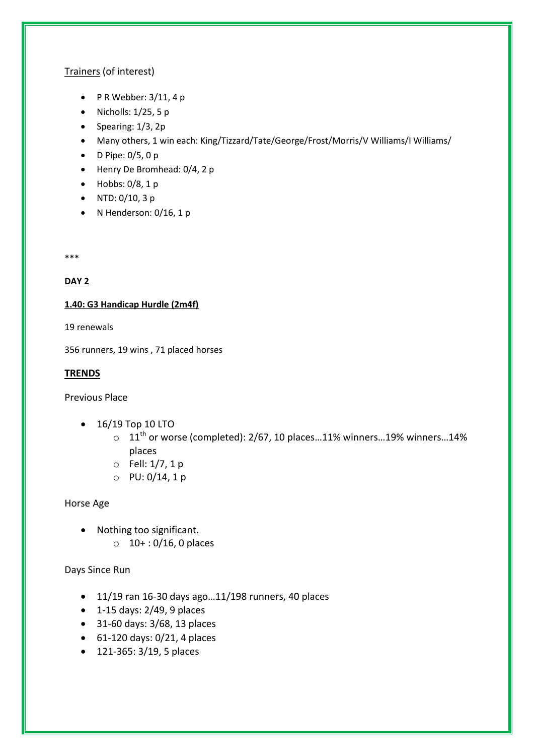Trainers (of interest)

- P R Webber: 3/11, 4 p
- Nicholls: 1/25, 5 p
- Spearing: 1/3, 2p
- Many others, 1 win each: King/Tizzard/Tate/George/Frost/Morris/V Williams/I Williams/
- D Pipe: 0/5, 0 p
- Henry De Bromhead: 0/4, 2 p
- Hobbs: 0/8, 1 p
- NTD: 0/10, 3 p
- N Henderson: 0/16, 1 p

***

**DAY 2**

**1.40: G3 Handicap Hurdle (2m4f)**

19 renewals

356 runners, 19 wins , 71 placed horses

**TRENDS**

Previous Place

- 16/19 Top 10 LTO
  - 11th or worse (completed): 2/67, 10 places…11% winners…19% winners…14% places
  - Fell: 1/7, 1 p
  - PU: 0/14, 1 p

Horse Age

- Nothing too significant.
  - 10+ : 0/16, 0 places

Days Since Run

- 11/19 ran 16-30 days ago…11/198 runners, 40 places
- 1-15 days: 2/49, 9 places
- 31-60 days: 3/68, 13 places
- 61-120 days: 0/21, 4 places
- 121-365: 3/19, 5 places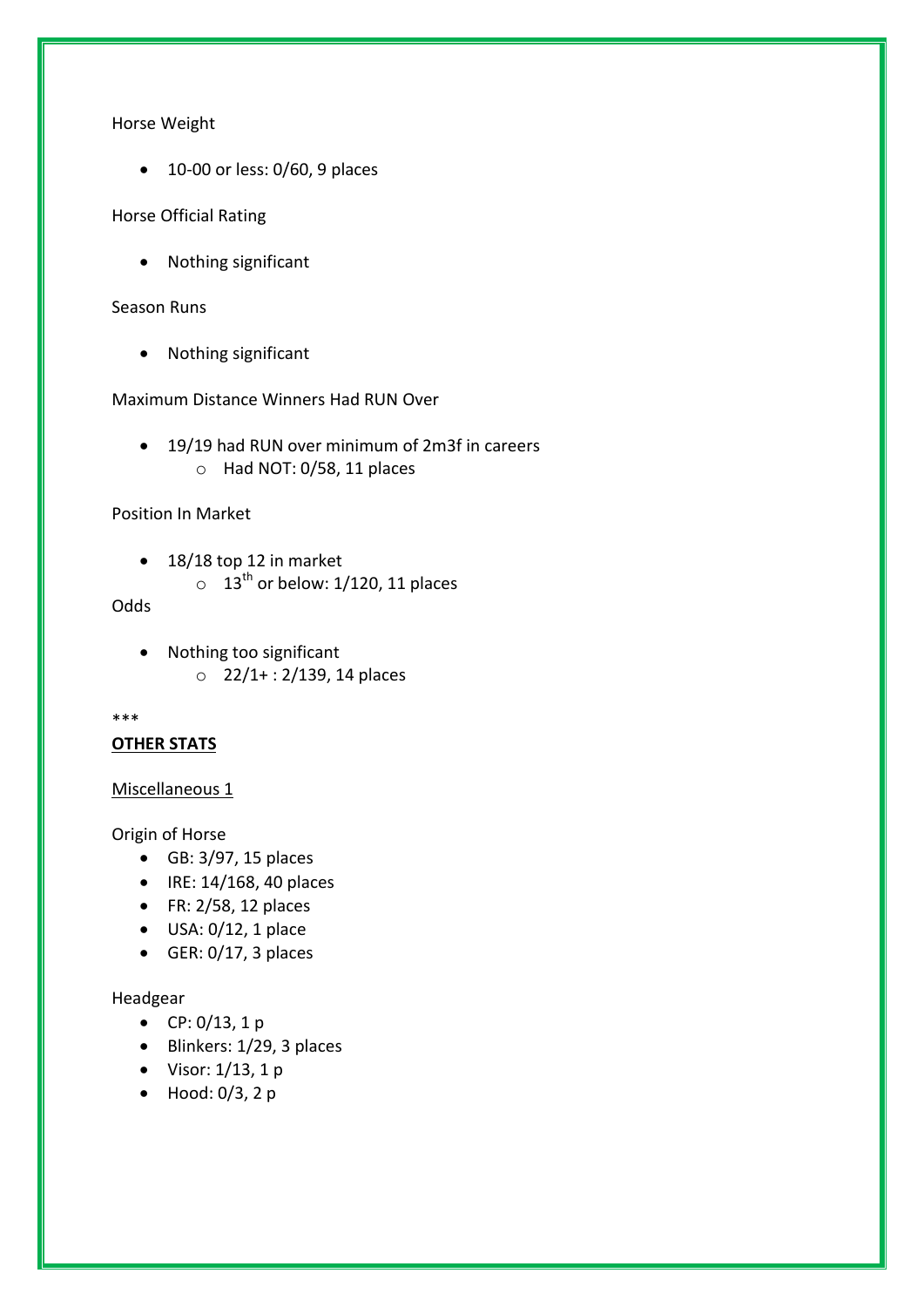Horse Weight

- 10-00 or less: 0/60, 9 places

Horse Official Rating

- Nothing significant

Season Runs

- Nothing significant

Maximum Distance Winners Had RUN Over

- 19/19 had RUN over minimum of 2m3f in careers
  - Had NOT: 0/58, 11 places

Position In Market

- 18/18 top 12 in market
  - 13th or below: 1/120, 11 places

Odds

- Nothing too significant
  - 22/1+ : 2/139, 14 places

***

**OTHER STATS**

Miscellaneous 1

Origin of Horse

- GB: 3/97, 15 places
- IRE: 14/168, 40 places
- FR: 2/58, 12 places
- USA: 0/12, 1 place
- GER: 0/17, 3 places

Headgear

- CP: 0/13, 1 p
- Blinkers: 1/29, 3 places
- Visor: 1/13, 1 p
- Hood: 0/3, 2 p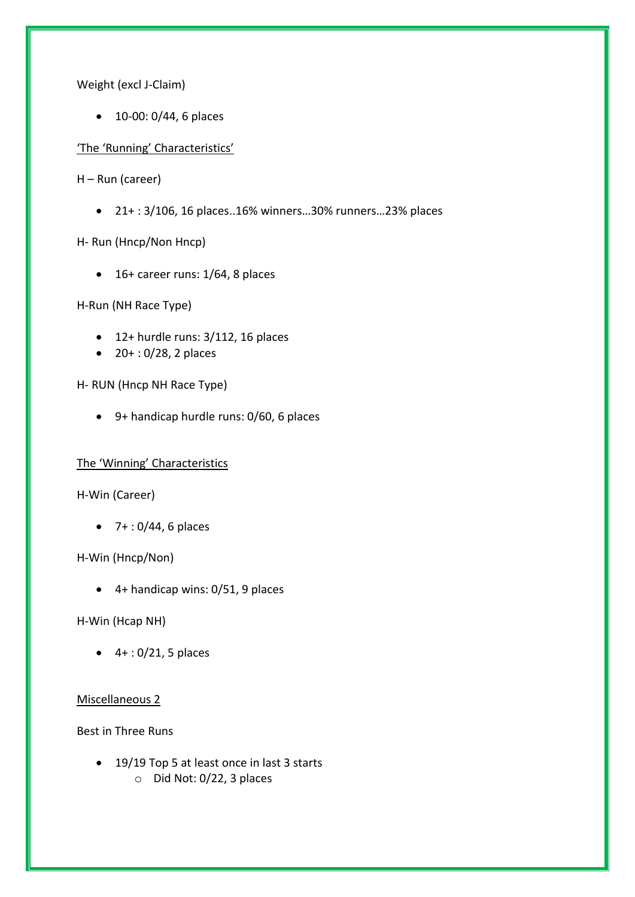Weight (excl J-Claim)

- 10-00: 0/44, 6 places

<u>'The 'Running' Characteristics'</u>

H – Run (career)

- 21+ : 3/106, 16 places..16% winners…30% runners…23% places

H- Run (Hncp/Non Hncp)

- 16+ career runs: 1/64, 8 places

H-Run (NH Race Type)

- 12+ hurdle runs: 3/112, 16 places
- 20+ : 0/28, 2 places

H- RUN (Hncp NH Race Type)

- 9+ handicap hurdle runs: 0/60, 6 places

<u>The 'Winning' Characteristics</u>

H-Win (Career)

- 7+ : 0/44, 6 places

H-Win (Hncp/Non)

- 4+ handicap wins: 0/51, 9 places

H-Win (Hcap NH)

- 4+ : 0/21, 5 places

<u>Miscellaneous 2</u>

Best in Three Runs

- 19/19 Top 5 at least once in last 3 starts
  - Did Not: 0/22, 3 places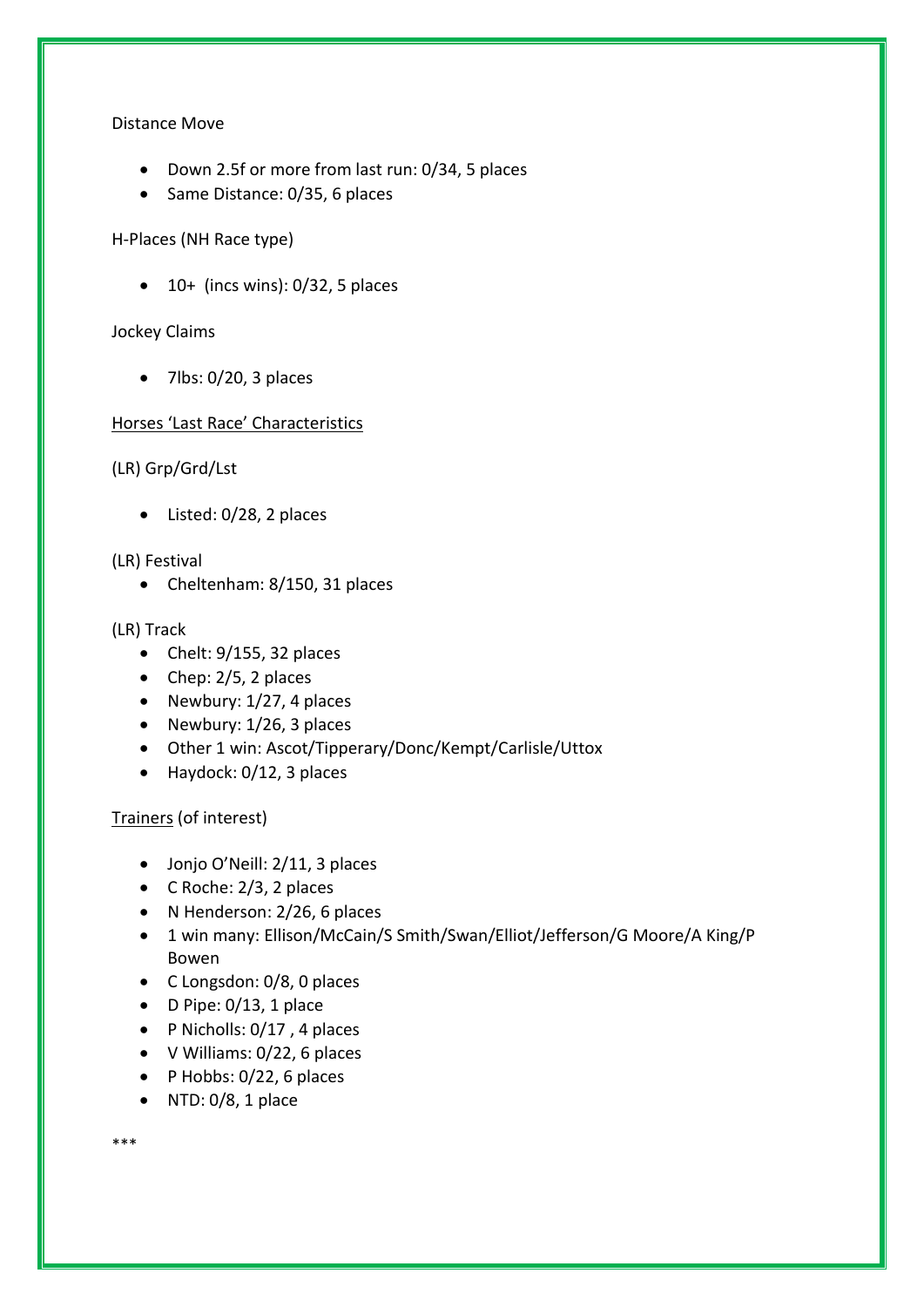Distance Move

- Down 2.5f or more from last run: 0/34, 5 places
- Same Distance: 0/35, 6 places

H-Places (NH Race type)

- 10+ (incs wins): 0/32, 5 places

Jockey Claims

- 7lbs: 0/20, 3 places

<u>Horses 'Last Race' Characteristics</u>

(LR) Grp/Grd/Lst

- Listed: 0/28, 2 places

(LR) Festival

- Cheltenham: 8/150, 31 places

(LR) Track

- Chelt: 9/155, 32 places
- Chep: 2/5, 2 places
- Newbury: 1/27, 4 places
- Newbury: 1/26, 3 places
- Other 1 win: Ascot/Tipperary/Donc/Kempt/Carlisle/Uttox
- Haydock: 0/12, 3 places

<u>Trainers</u> (of interest)

- Jonjo O'Neill: 2/11, 3 places
- C Roche: 2/3, 2 places
- N Henderson: 2/26, 6 places
- 1 win many: Ellison/McCain/S Smith/Swan/Elliot/Jefferson/G Moore/A King/P Bowen
- C Longsdon: 0/8, 0 places
- D Pipe: 0/13, 1 place
- P Nicholls: 0/17 , 4 places
- V Williams: 0/22, 6 places
- P Hobbs: 0/22, 6 places
- NTD: 0/8, 1 place

***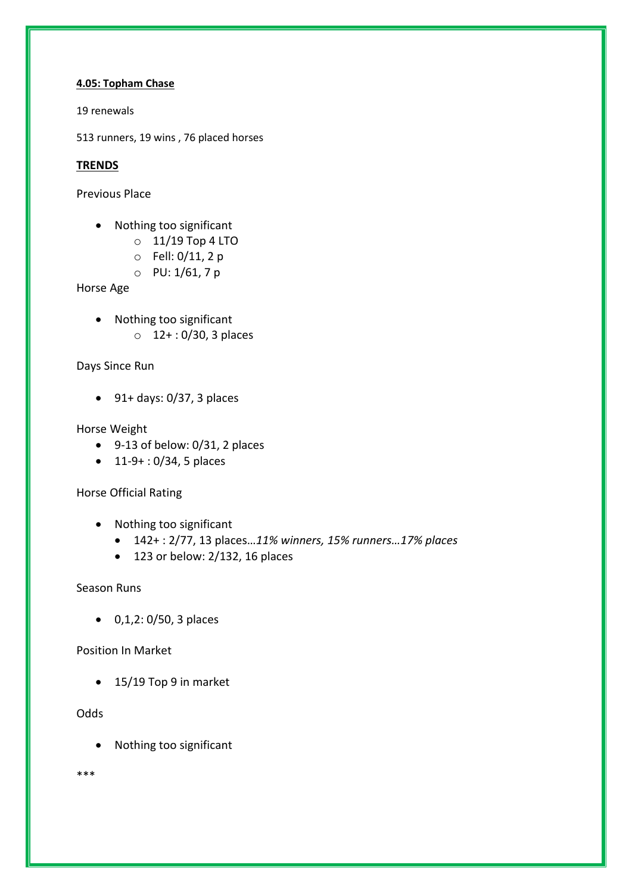**4.05: Topham Chase**

19 renewals

513 runners, 19 wins , 76 placed horses

**TRENDS**

Previous Place

- Nothing too significant
    - 11/19 Top 4 LTO
    - Fell: 0/11, 2 p
    - PU: 1/61, 7 p

Horse Age

- Nothing too significant
    - 12+ : 0/30, 3 places

Days Since Run

- 91+ days: 0/37, 3 places

Horse Weight

- 9-13 of below: 0/31, 2 places
- 11-9+ : 0/34, 5 places

Horse Official Rating

- Nothing too significant
    - 142+ : 2/77, 13 places…*11% winners, 15% runners…17% places*
    - 123 or below: 2/132, 16 places

Season Runs

- 0,1,2: 0/50, 3 places

Position In Market

- 15/19 Top 9 in market

Odds

- Nothing too significant

***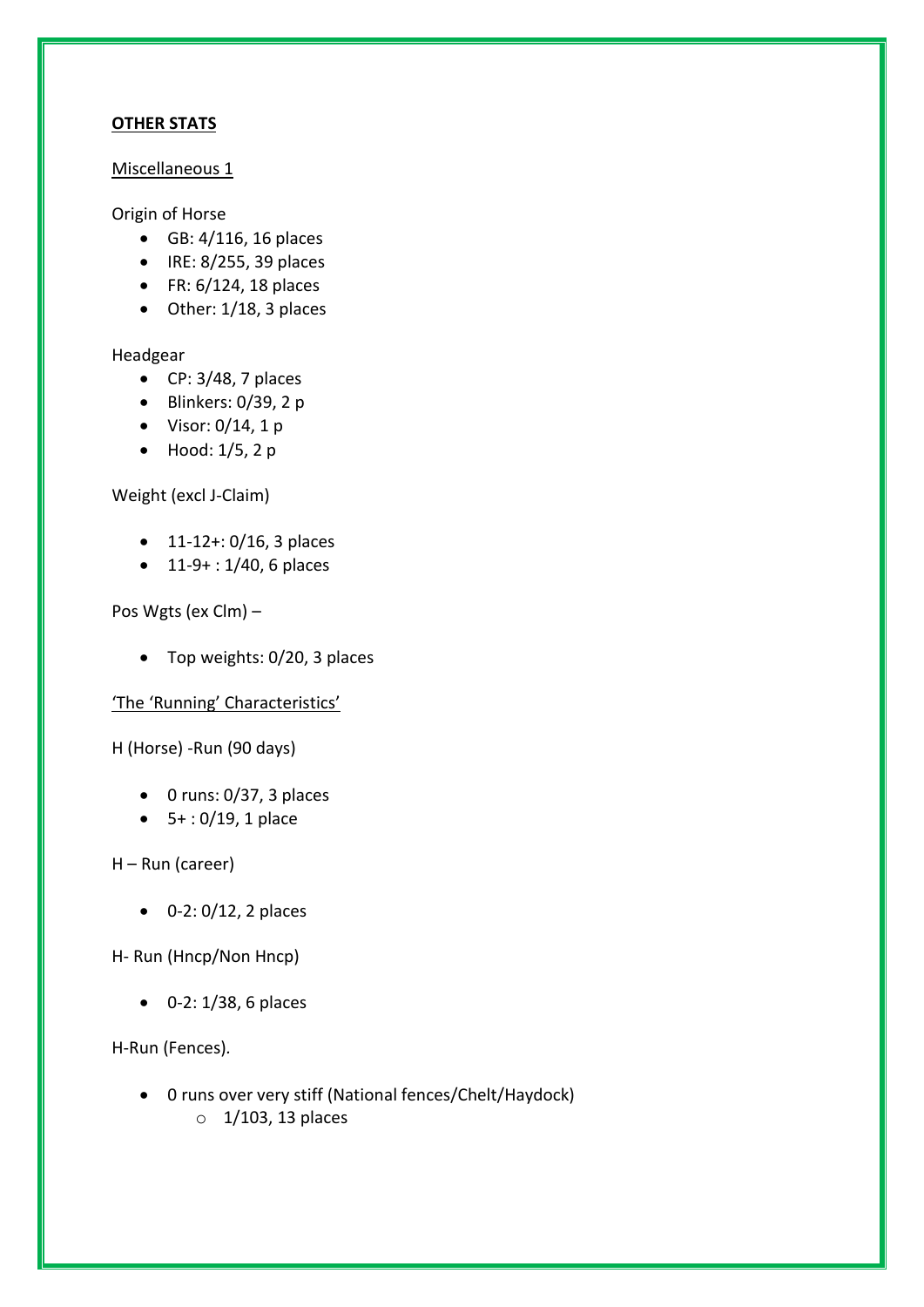**<u>OTHER STATS</u>**

<u>Miscellaneous 1</u>

Origin of Horse

- GB: 4/116, 16 places
- IRE: 8/255, 39 places
- FR: 6/124, 18 places
- Other: 1/18, 3 places

Headgear

- CP: 3/48, 7 places
- Blinkers: 0/39, 2 p
- Visor: 0/14, 1 p
- Hood: 1/5, 2 p

Weight (excl J-Claim)

- 11-12+: 0/16, 3 places
- 11-9+ : 1/40, 6 places

Pos Wgts (ex Clm) –

- Top weights: 0/20, 3 places

<u>'The 'Running' Characteristics'</u>

H (Horse) -Run (90 days)

- 0 runs: 0/37, 3 places
- 5+ : 0/19, 1 place

H – Run (career)

- 0-2: 0/12, 2 places

H- Run (Hncp/Non Hncp)

- 0-2: 1/38, 6 places

H-Run (Fences).

- 0 runs over very stiff (National fences/Chelt/Haydock)
  - 1/103, 13 places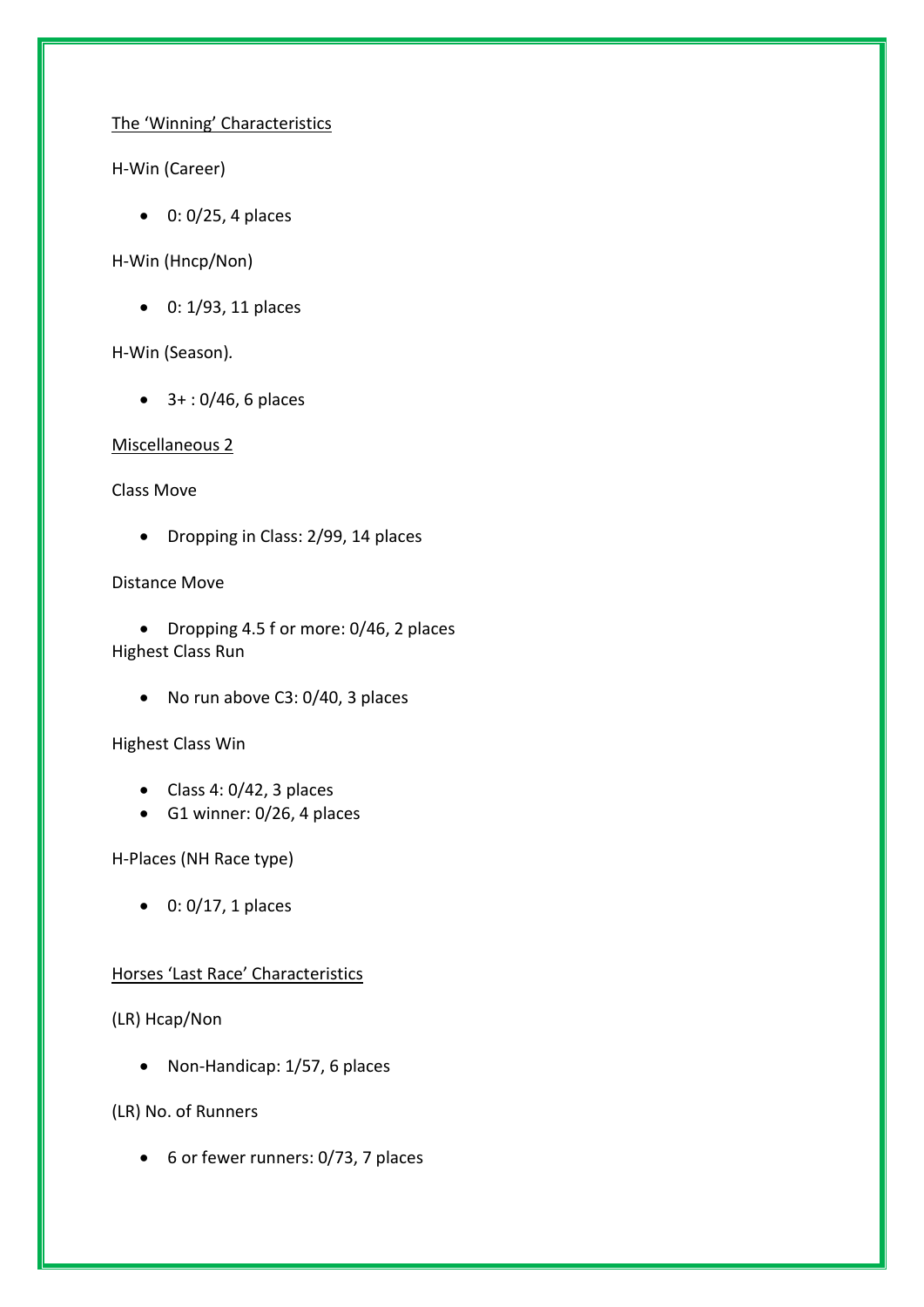## The 'Winning' Characteristics

H-Win (Career)

- 0: 0/25, 4 places

H-Win (Hncp/Non)

- 0: 1/93, 11 places

H-Win (Season).

- 3+ : 0/46, 6 places

## Miscellaneous 2

Class Move

- Dropping in Class: 2/99, 14 places

Distance Move

- Dropping 4.5 f or more: 0/46, 2 places

Highest Class Run

- No run above C3: 0/40, 3 places

Highest Class Win

- Class 4: 0/42, 3 places
- G1 winner: 0/26, 4 places

H-Places (NH Race type)

- 0: 0/17, 1 places

## Horses 'Last Race' Characteristics

(LR) Hcap/Non

- Non-Handicap: 1/57, 6 places

(LR) No. of Runners

- 6 or fewer runners: 0/73, 7 places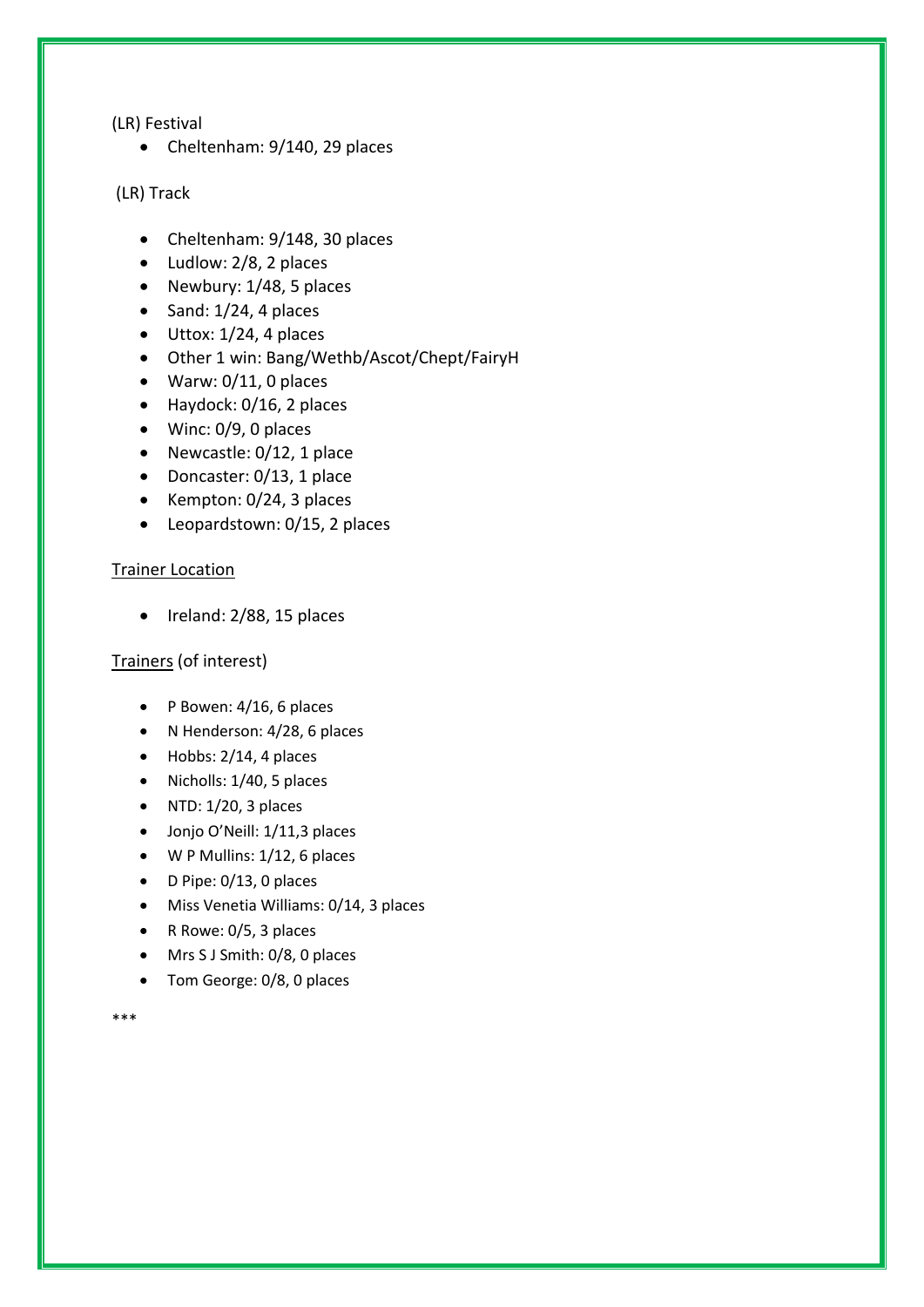(LR) Festival

- Cheltenham: 9/140, 29 places

(LR) Track

- Cheltenham: 9/148, 30 places
- Ludlow: 2/8, 2 places
- Newbury: 1/48, 5 places
- Sand: 1/24, 4 places
- Uttox: 1/24, 4 places
- Other 1 win: Bang/Wethb/Ascot/Chept/FairyH
- Warw: 0/11, 0 places
- Haydock: 0/16, 2 places
- Winc: 0/9, 0 places
- Newcastle: 0/12, 1 place
- Doncaster: 0/13, 1 place
- Kempton: 0/24, 3 places
- Leopardstown: 0/15, 2 places

<u>Trainer Location</u>

- Ireland: 2/88, 15 places

<u>Trainers</u> (of interest)

- P Bowen: 4/16, 6 places
- N Henderson: 4/28, 6 places
- Hobbs: 2/14, 4 places
- Nicholls: 1/40, 5 places
- NTD: 1/20, 3 places
- Jonjo O'Neill: 1/11,3 places
- W P Mullins: 1/12, 6 places
- D Pipe: 0/13, 0 places
- Miss Venetia Williams: 0/14, 3 places
- R Rowe: 0/5, 3 places
- Mrs S J Smith: 0/8, 0 places
- Tom George: 0/8, 0 places

***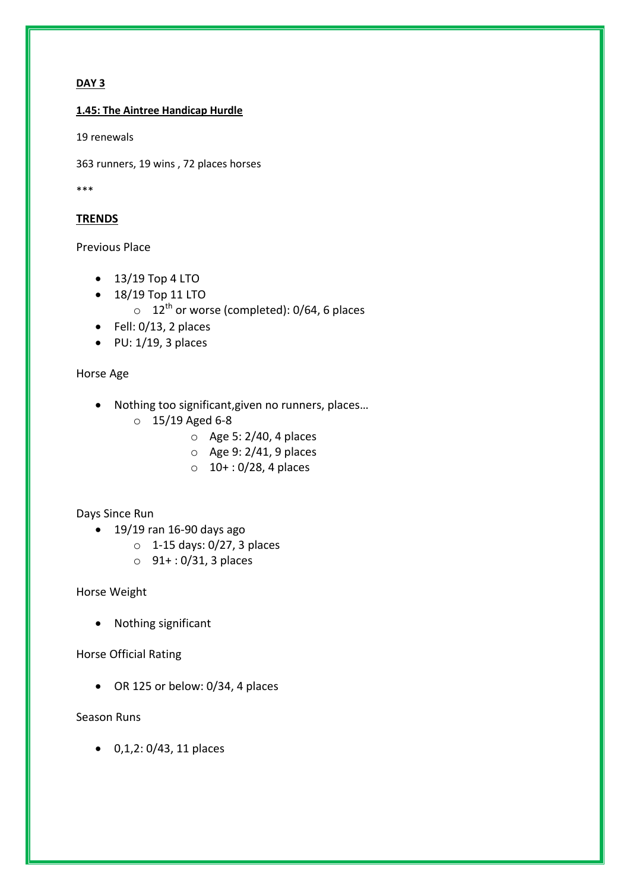**DAY 3**

**1.45: The Aintree Handicap Hurdle**

19 renewals

363 runners, 19 wins , 72 places horses

***

**TRENDS**

Previous Place

- 13/19 Top 4 LTO
- 18/19 Top 11 LTO
    - 12th or worse (completed): 0/64, 6 places
- Fell: 0/13, 2 places
- PU: 1/19, 3 places

Horse Age

- Nothing too significant,given no runners, places…
    - 15/19 Aged 6-8
        - Age 5: 2/40, 4 places
        - Age 9: 2/41, 9 places
        - 10+ : 0/28, 4 places

Days Since Run

- 19/19 ran 16-90 days ago
    - 1-15 days: 0/27, 3 places
    - 91+ : 0/31, 3 places

Horse Weight

- Nothing significant

Horse Official Rating

- OR 125 or below: 0/34, 4 places

Season Runs

- 0,1,2: 0/43, 11 places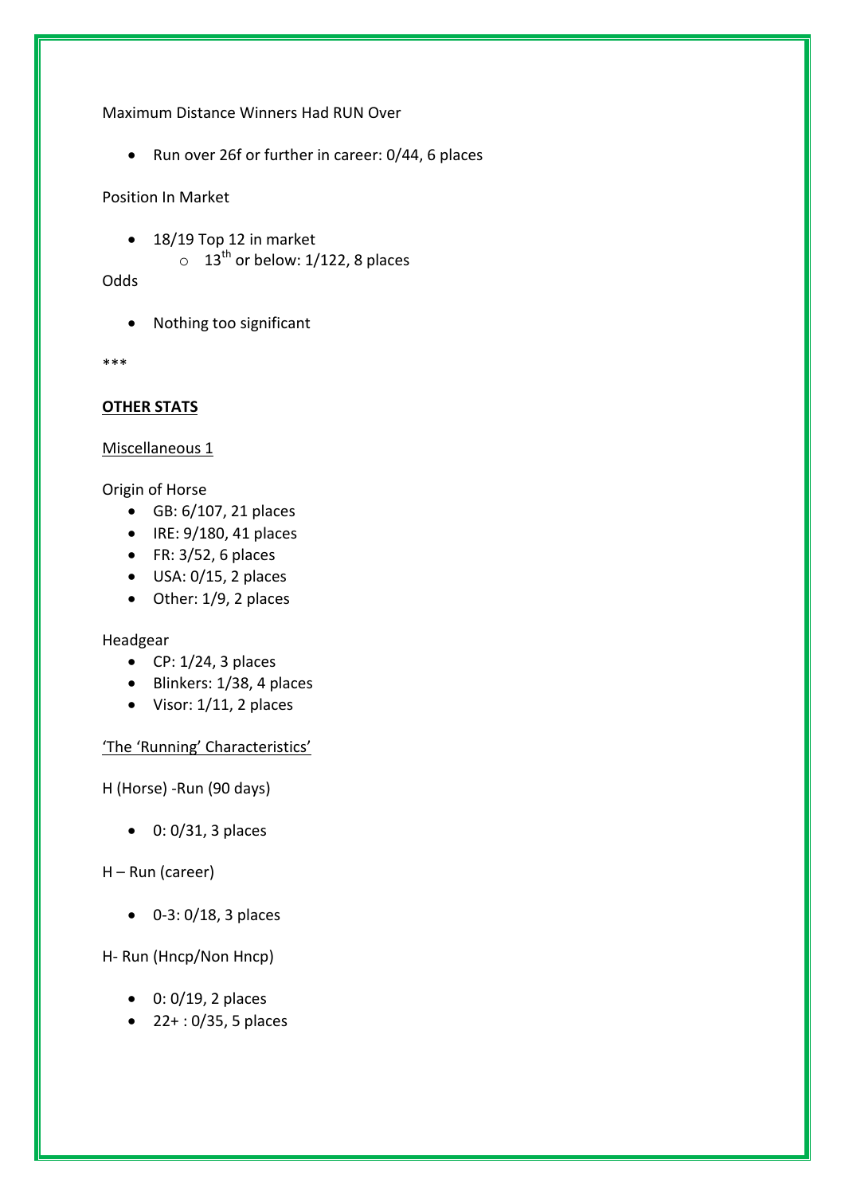Maximum Distance Winners Had RUN Over

- Run over 26f or further in career: 0/44, 6 places

Position In Market

- 18/19 Top 12 in market
    - $13^{th}$ or below: 1/122, 8 places

Odds

- Nothing too significant

***

**OTHER STATS**

Miscellaneous 1

Origin of Horse

- GB: 6/107, 21 places
- IRE: 9/180, 41 places
- FR: 3/52, 6 places
- USA: 0/15, 2 places
- Other: 1/9, 2 places

Headgear

- CP: 1/24, 3 places
- Blinkers: 1/38, 4 places
- Visor: 1/11, 2 places

'The 'Running' Characteristics'

H (Horse) -Run (90 days)

- 0: 0/31, 3 places

H – Run (career)

- 0-3: 0/18, 3 places

H- Run (Hncp/Non Hncp)

- 0: 0/19, 2 places
- 22+ : 0/35, 5 places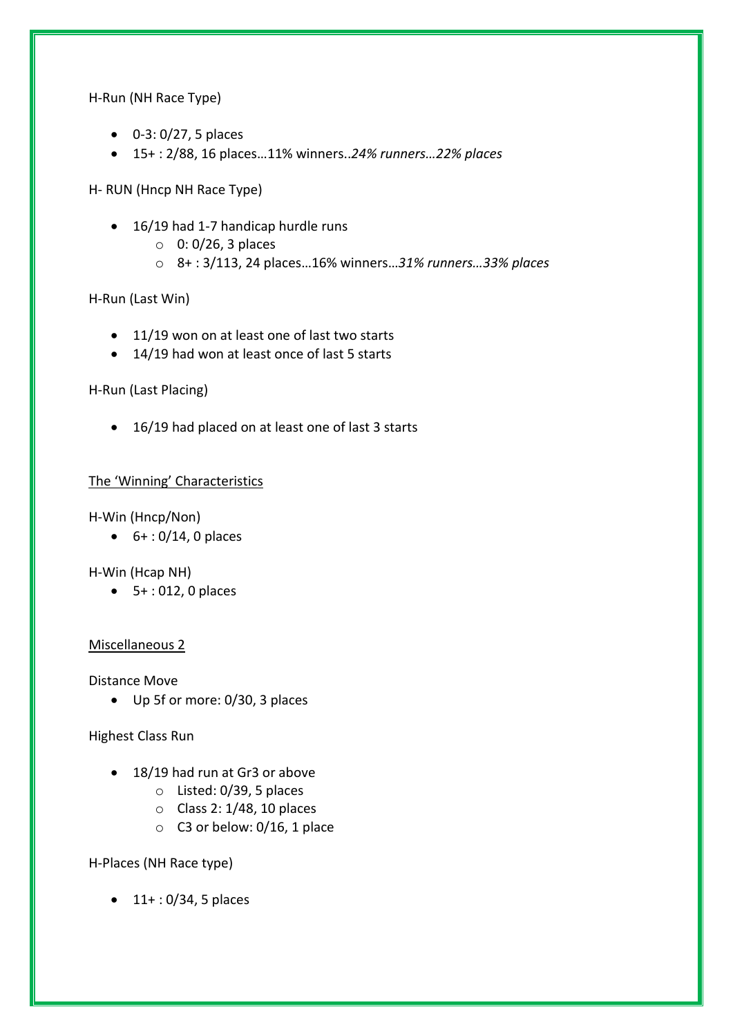H-Run (NH Race Type)

- 0-3: 0/27, 5 places
- 15+ : 2/88, 16 places…11% winners..*24% runners…22% places*

H- RUN (Hncp NH Race Type)

- 16/19 had 1-7 handicap hurdle runs
  - 0: 0/26, 3 places
  - 8+ : 3/113, 24 places…16% winners…*31% runners…33% places*

H-Run (Last Win)

- 11/19 won on at least one of last two starts
- 14/19 had won at least once of last 5 starts

H-Run (Last Placing)

- 16/19 had placed on at least one of last 3 starts

<u>The 'Winning' Characteristics</u>

H-Win (Hncp/Non)

- 6+ : 0/14, 0 places

H-Win (Hcap NH)

- 5+ : 012, 0 places

<u>Miscellaneous 2</u>

Distance Move

- Up 5f or more: 0/30, 3 places

Highest Class Run

- 18/19 had run at Gr3 or above
  - Listed: 0/39, 5 places
  - Class 2: 1/48, 10 places
  - C3 or below: 0/16, 1 place

H-Places (NH Race type)

- 11+ : 0/34, 5 places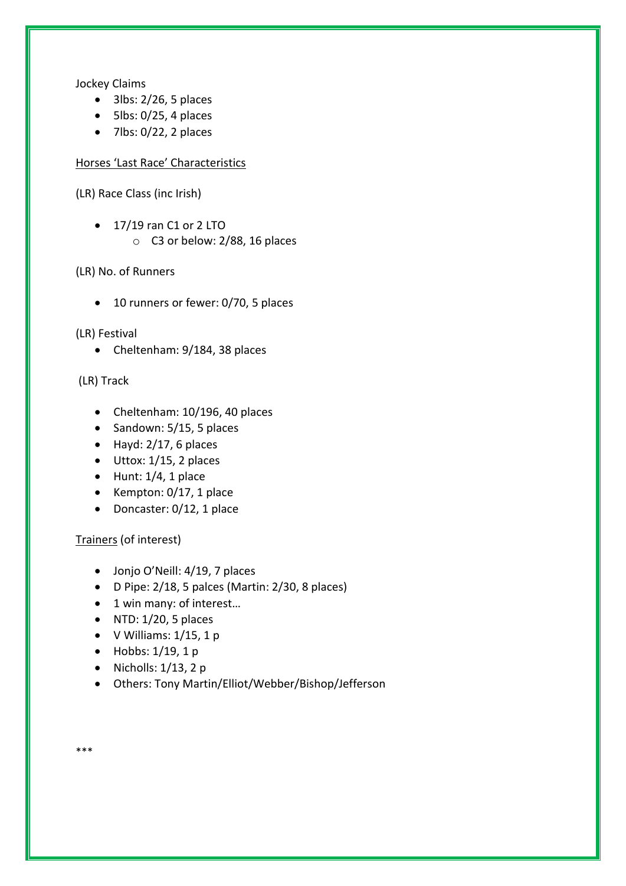Jockey Claims

- 3lbs: 2/26, 5 places
- 5lbs: 0/25, 4 places
- 7lbs: 0/22, 2 places

<u>Horses 'Last Race' Characteristics</u>

(LR) Race Class (inc Irish)

- 17/19 ran C1 or 2 LTO
    - C3 or below: 2/88, 16 places

(LR) No. of Runners

- 10 runners or fewer: 0/70, 5 places

(LR) Festival

- Cheltenham: 9/184, 38 places

(LR) Track

- Cheltenham: 10/196, 40 places
- Sandown: 5/15, 5 places
- Hayd: 2/17, 6 places
- Uttox: 1/15, 2 places
- Hunt: 1/4, 1 place
- Kempton: 0/17, 1 place
- Doncaster: 0/12, 1 place

<u>Trainers</u> (of interest)

- Jonjo O'Neill: 4/19, 7 places
- D Pipe: 2/18, 5 palces (Martin: 2/30, 8 places)
- 1 win many: of interest…
- NTD: 1/20, 5 places
- V Williams: 1/15, 1 p
- Hobbs: 1/19, 1 p
- Nicholls: 1/13, 2 p
- Others: Tony Martin/Elliot/Webber/Bishop/Jefferson

***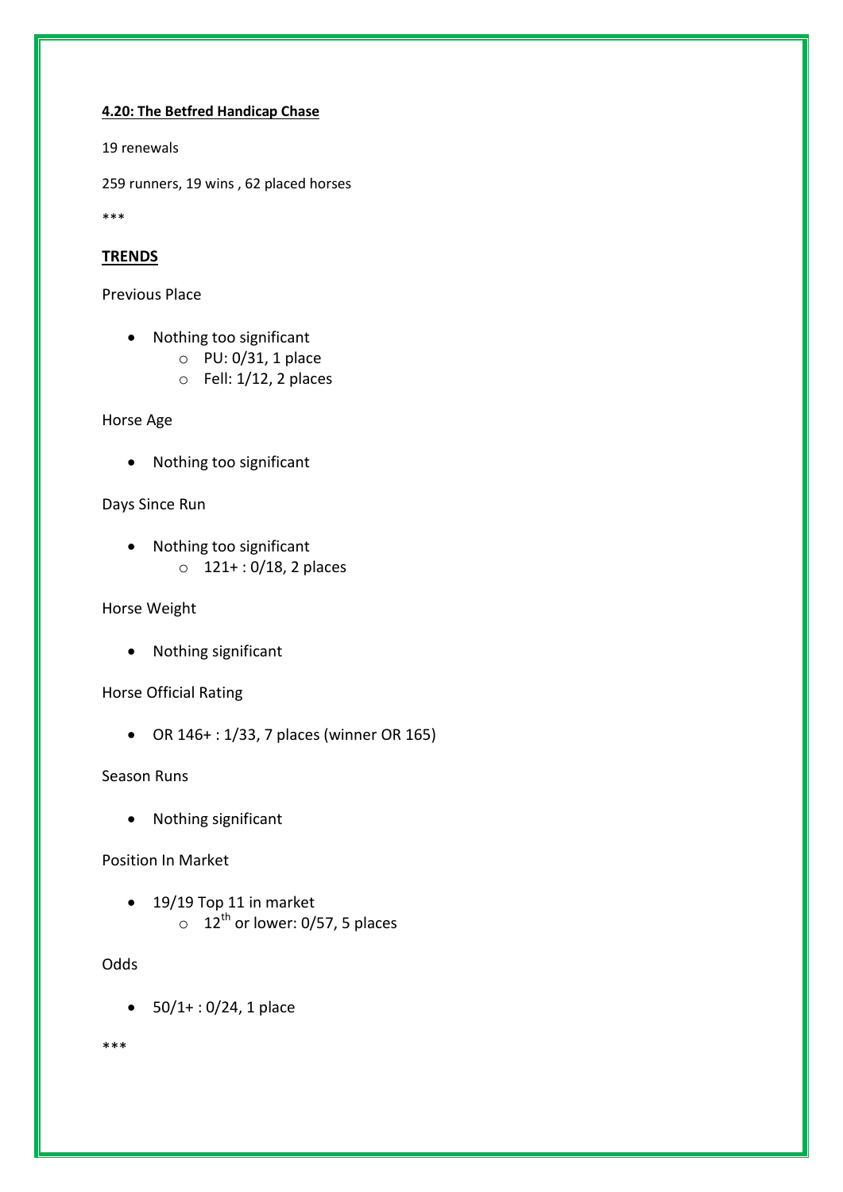**4.20: The Betfred Handicap Chase**

19 renewals

259 runners, 19 wins , 62 placed horses

***

**TRENDS**

Previous Place

- Nothing too significant
    - PU: 0/31, 1 place
    - Fell: 1/12, 2 places

Horse Age

- Nothing too significant

Days Since Run

- Nothing too significant
    - 121+ : 0/18, 2 places

Horse Weight

- Nothing significant

Horse Official Rating

- OR 146+ : 1/33, 7 places (winner OR 165)

Season Runs

- Nothing significant

Position In Market

- 19/19 Top 11 in market
    - 12th or lower: 0/57, 5 places

Odds

- 50/1+ : 0/24, 1 place

***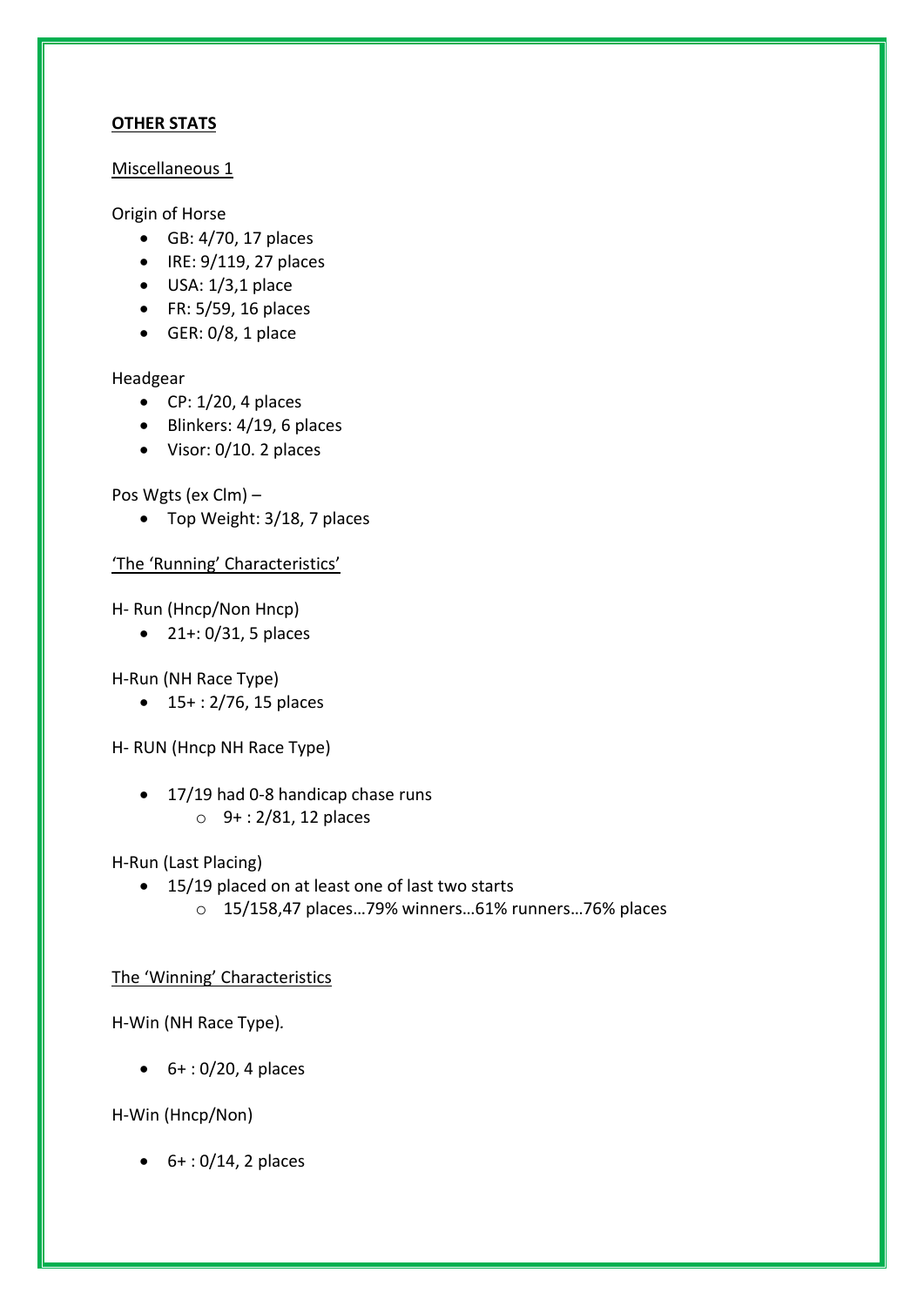**<u>OTHER STATS</u>**

<u>Miscellaneous 1</u>

Origin of Horse

- GB: 4/70, 17 places
- IRE: 9/119, 27 places
- USA: 1/3,1 place
- FR: 5/59, 16 places
- GER: 0/8, 1 place

Headgear

- CP: 1/20, 4 places
- Blinkers: 4/19, 6 places
- Visor: 0/10. 2 places

Pos Wgts (ex Clm) –

- Top Weight: 3/18, 7 places

<u>'The 'Running' Characteristics'</u>

H- Run (Hncp/Non Hncp)

- 21+: 0/31, 5 places

H-Run (NH Race Type)

- 15+ : 2/76, 15 places

H- RUN (Hncp NH Race Type)

- 17/19 had 0-8 handicap chase runs
  - 9+ : 2/81, 12 places

H-Run (Last Placing)

- 15/19 placed on at least one of last two starts
  - 15/158,47 places…79% winners…61% runners…76% places

<u>The 'Winning' Characteristics</u>

H-Win (NH Race Type).

- 6+ : 0/20, 4 places

H-Win (Hncp/Non)

- 6+ : 0/14, 2 places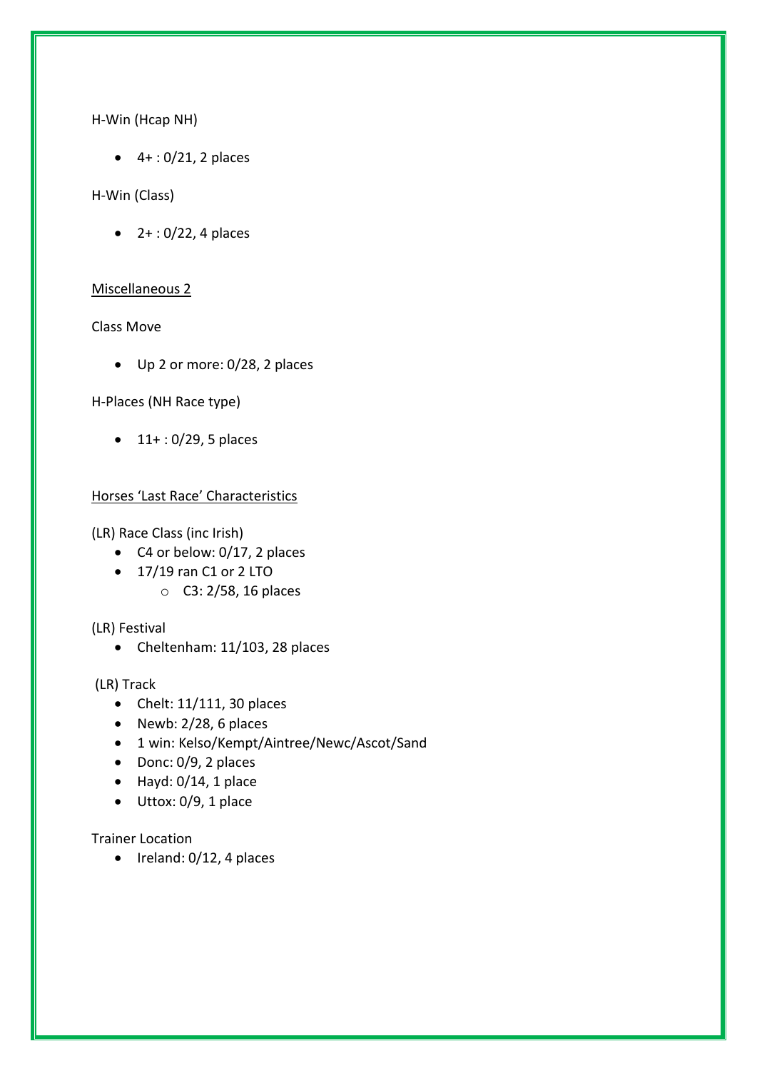H-Win (Hcap NH)

- 4+ : 0/21, 2 places

H-Win (Class)

- 2+ : 0/22, 4 places

<u>Miscellaneous 2</u>

Class Move

- Up 2 or more: 0/28, 2 places

H-Places (NH Race type)

- 11+ : 0/29, 5 places

<u>Horses 'Last Race' Characteristics</u>

(LR) Race Class (inc Irish)

- C4 or below: 0/17, 2 places
- 17/19 ran C1 or 2 LTO
    - C3: 2/58, 16 places

(LR) Festival

- Cheltenham: 11/103, 28 places

(LR) Track

- Chelt: 11/111, 30 places
- Newb: 2/28, 6 places
- 1 win: Kelso/Kempt/Aintree/Newc/Ascot/Sand
- Donc: 0/9, 2 places
- Hayd: 0/14, 1 place
- Uttox: 0/9, 1 place

Trainer Location

- Ireland: 0/12, 4 places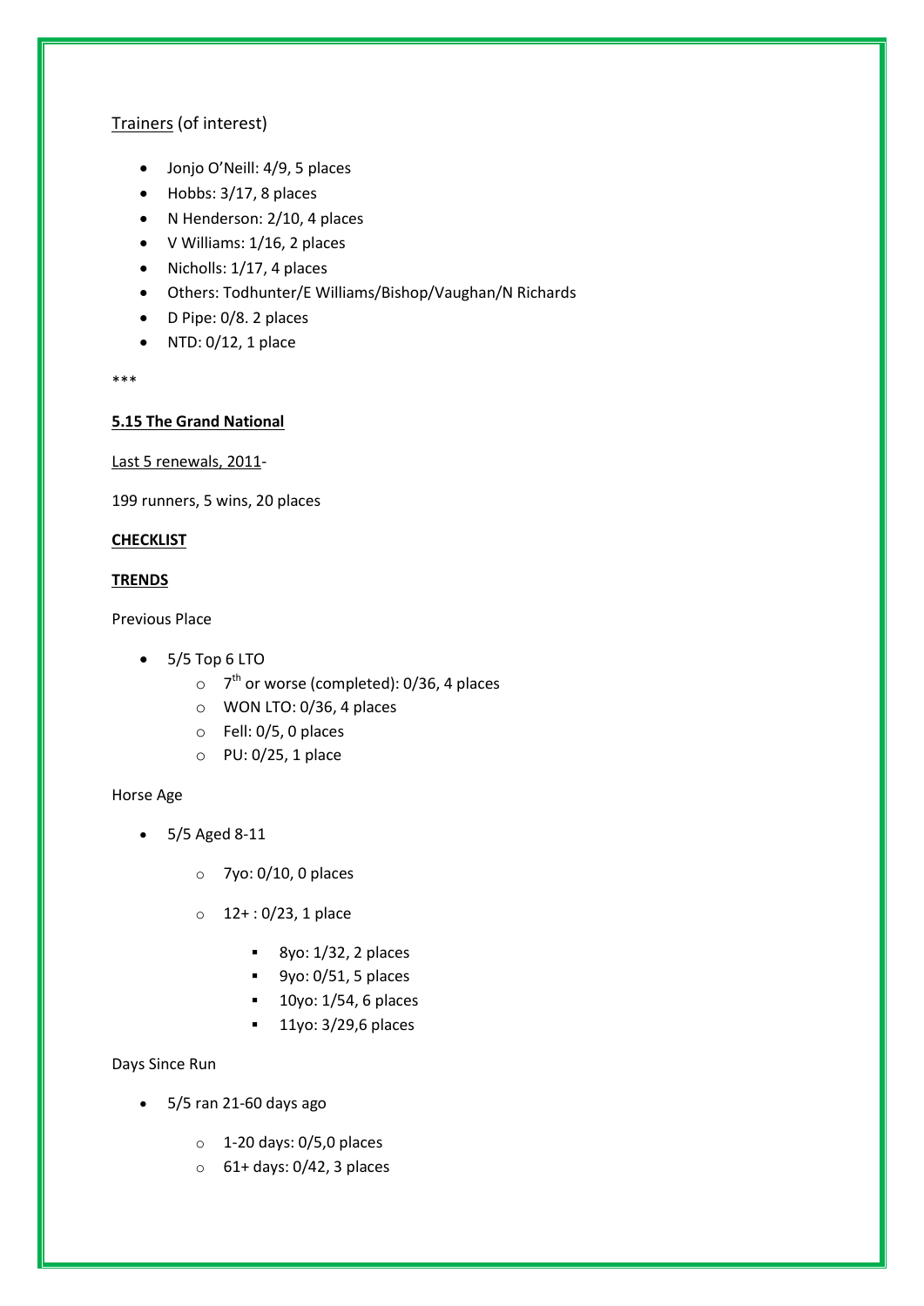<u>Trainers</u> (of interest)

- Jonjo O'Neill: 4/9, 5 places
- Hobbs: 3/17, 8 places
- N Henderson: 2/10, 4 places
- V Williams: 1/16, 2 places
- Nicholls: 1/17, 4 places
- Others: Todhunter/E Williams/Bishop/Vaughan/N Richards
- D Pipe: 0/8. 2 places
- NTD: 0/12, 1 place

***

**5.15 The Grand National**

<u>Last 5 renewals, 2011</u>-

199 runners, 5 wins, 20 places

**CHECKLIST**

**TRENDS**

Previous Place

- 5/5 Top 6 LTO
  - 7th or worse (completed): 0/36, 4 places
  - WON LTO: 0/36, 4 places
  - Fell: 0/5, 0 places
  - PU: 0/25, 1 place

Horse Age

- 5/5 Aged 8-11
  - 7yo: 0/10, 0 places
  - 12+ : 0/23, 1 place
    - 8yo: 1/32, 2 places
    - 9yo: 0/51, 5 places
    - 10yo: 1/54, 6 places
    - 11yo: 3/29,6 places

Days Since Run

- 5/5 ran 21-60 days ago
  - 1-20 days: 0/5,0 places
  - 61+ days: 0/42, 3 places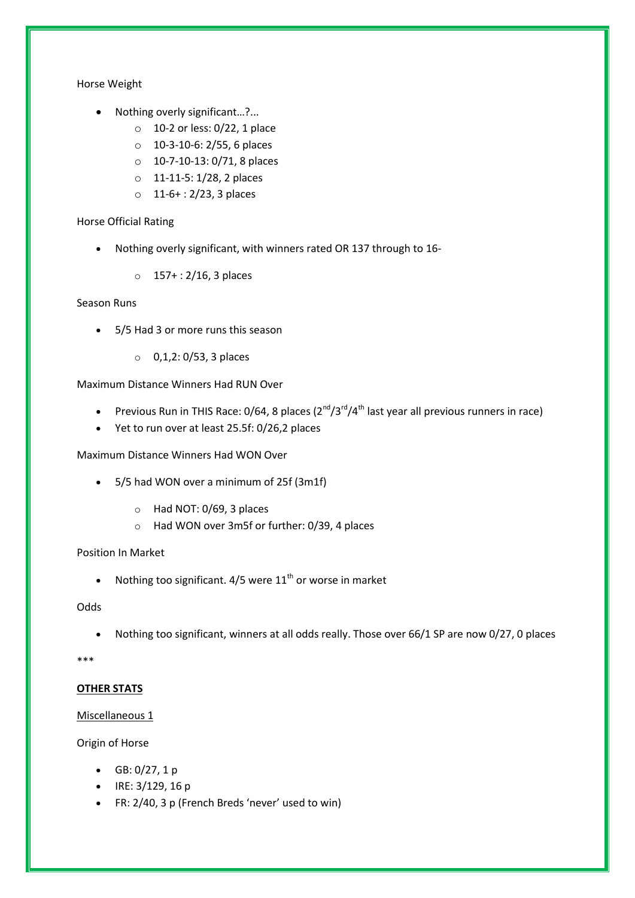Horse Weight

- Nothing overly significant…?...
    - 10-2 or less: 0/22, 1 place
    - 10-3-10-6: 2/55, 6 places
    - 10-7-10-13: 0/71, 8 places
    - 11-11-5: 1/28, 2 places
    - 11-6+ : 2/23, 3 places

Horse Official Rating

- Nothing overly significant, with winners rated OR 137 through to 16-
    - 157+ : 2/16, 3 places

Season Runs

- 5/5 Had 3 or more runs this season
    - 0,1,2: 0/53, 3 places

Maximum Distance Winners Had RUN Over

- Previous Run in THIS Race: 0/64, 8 places (2nd/3rd/4th last year all previous runners in race)
- Yet to run over at least 25.5f: 0/26,2 places

Maximum Distance Winners Had WON Over

- 5/5 had WON over a minimum of 25f (3m1f)
    - Had NOT: 0/69, 3 places
    - Had WON over 3m5f or further: 0/39, 4 places

Position In Market

- Nothing too significant. 4/5 were 11th or worse in market

Odds

- Nothing too significant, winners at all odds really. Those over 66/1 SP are now 0/27, 0 places

***

**OTHER STATS**

Miscellaneous 1

Origin of Horse

- GB: 0/27, 1 p
- IRE: 3/129, 16 p
- FR: 2/40, 3 p (French Breds 'never' used to win)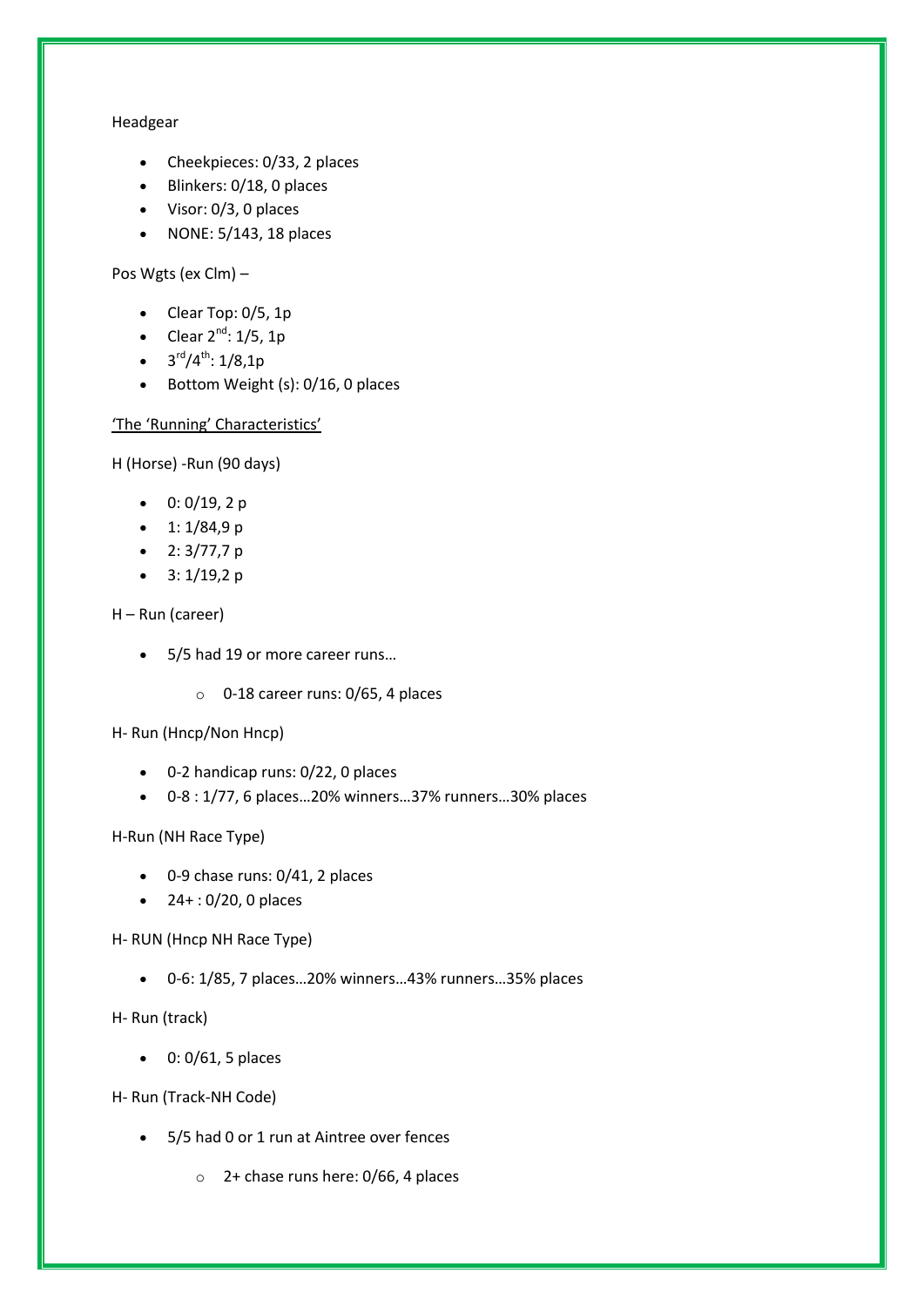Headgear

- Cheekpieces: 0/33, 2 places
- Blinkers: 0/18, 0 places
- Visor: 0/3, 0 places
- NONE: 5/143, 18 places

Pos Wgts (ex Clm) –

- Clear Top: 0/5, 1p
- Clear 2nd: 1/5, 1p
- 3rd/4th: 1/8,1p
- Bottom Weight (s): 0/16, 0 places

<u>'The 'Running' Characteristics'</u>

H (Horse) -Run (90 days)

- 0: 0/19, 2 p
- 1: 1/84,9 p
- 2: 3/77,7 p
- 3: 1/19,2 p

H – Run (career)

- 5/5 had 19 or more career runs…
    - 0-18 career runs: 0/65, 4 places

H- Run (Hncp/Non Hncp)

- 0-2 handicap runs: 0/22, 0 places
- 0-8 : 1/77, 6 places…20% winners…37% runners…30% places

H-Run (NH Race Type)

- 0-9 chase runs: 0/41, 2 places
- 24+ : 0/20, 0 places

H- RUN (Hncp NH Race Type)

- 0-6: 1/85, 7 places…20% winners…43% runners…35% places

H- Run (track)

- 0: 0/61, 5 places

H- Run (Track-NH Code)

- 5/5 had 0 or 1 run at Aintree over fences
    - 2+ chase runs here: 0/66, 4 places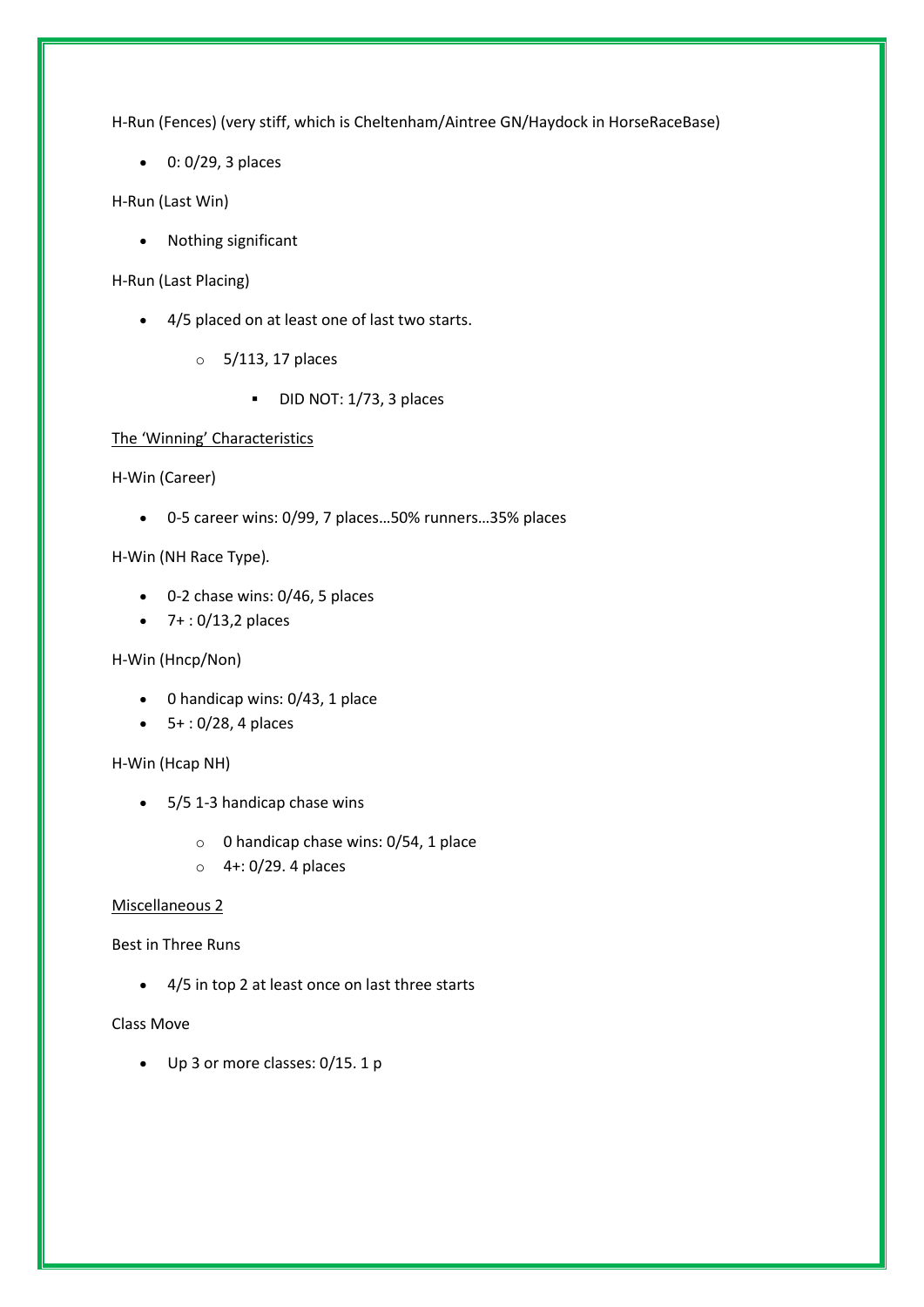H-Run (Fences) (very stiff, which is Cheltenham/Aintree GN/Haydock in HorseRaceBase)

- 0: 0/29, 3 places

H-Run (Last Win)

- Nothing significant

H-Run (Last Placing)

- 4/5 placed on at least one of last two starts.
    - 5/113, 17 places
        - DID NOT: 1/73, 3 places

<u>The 'Winning' Characteristics</u>

H-Win (Career)

- 0-5 career wins: 0/99, 7 places…50% runners…35% places

H-Win (NH Race Type).

- 0-2 chase wins: 0/46, 5 places
- 7+ : 0/13,2 places

H-Win (Hncp/Non)

- 0 handicap wins: 0/43, 1 place
- 5+ : 0/28, 4 places

H-Win (Hcap NH)

- 5/5 1-3 handicap chase wins
    - 0 handicap chase wins: 0/54, 1 place
    - 4+: 0/29. 4 places

<u>Miscellaneous 2</u>

Best in Three Runs

- 4/5 in top 2 at least once on last three starts

Class Move

- Up 3 or more classes: 0/15. 1 p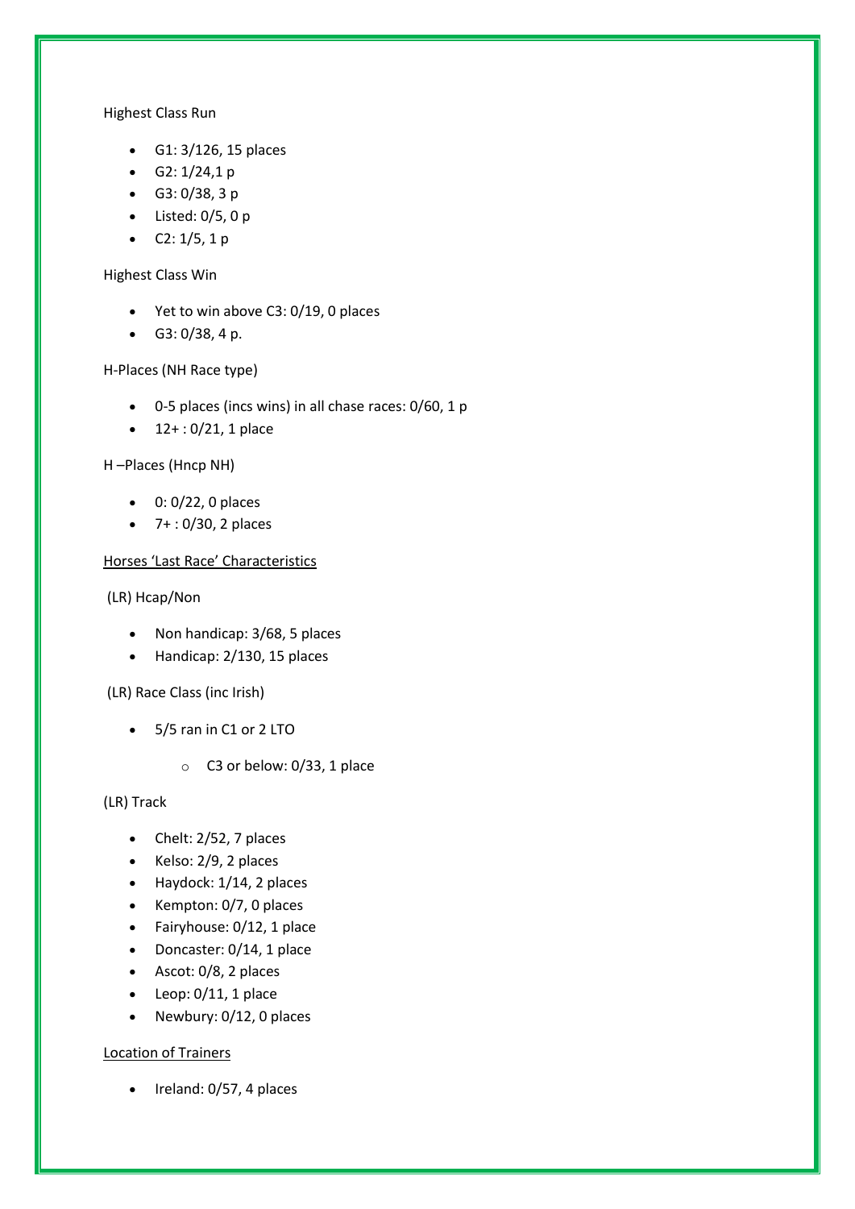Highest Class Run

- G1: 3/126, 15 places
- G2: 1/24,1 p
- G3: 0/38, 3 p
- Listed: 0/5, 0 p
- C2: 1/5, 1 p

Highest Class Win

- Yet to win above C3: 0/19, 0 places
- G3: 0/38, 4 p.

H-Places (NH Race type)

- 0-5 places (incs wins) in all chase races: 0/60, 1 p
- 12+ : 0/21, 1 place

H –Places (Hncp NH)

- 0: 0/22, 0 places
- 7+ : 0/30, 2 places

<u>Horses 'Last Race' Characteristics</u>

(LR) Hcap/Non

- Non handicap: 3/68, 5 places
- Handicap: 2/130, 15 places

(LR) Race Class (inc Irish)

- 5/5 ran in C1 or 2 LTO
    - C3 or below: 0/33, 1 place

(LR) Track

- Chelt: 2/52, 7 places
- Kelso: 2/9, 2 places
- Haydock: 1/14, 2 places
- Kempton: 0/7, 0 places
- Fairyhouse: 0/12, 1 place
- Doncaster: 0/14, 1 place
- Ascot: 0/8, 2 places
- Leop: 0/11, 1 place
- Newbury: 0/12, 0 places

<u>Location of Trainers</u>

- Ireland: 0/57, 4 places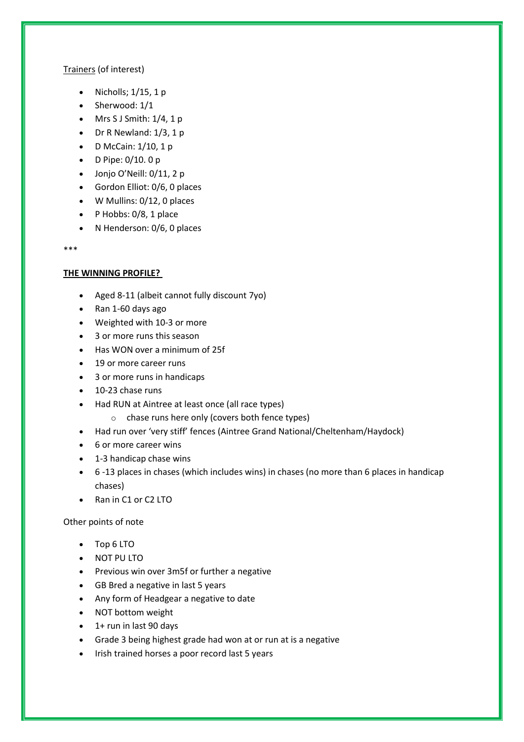Trainers (of interest)

- Nicholls; 1/15, 1 p
- Sherwood: 1/1
- Mrs S J Smith: 1/4, 1 p
- Dr R Newland: 1/3, 1 p
- D McCain: 1/10, 1 p
- D Pipe: 0/10. 0 p
- Jonjo O'Neill: 0/11, 2 p
- Gordon Elliot: 0/6, 0 places
- W Mullins: 0/12, 0 places
- P Hobbs: 0/8, 1 place
- N Henderson: 0/6, 0 places

***

**THE WINNING PROFILE?**

- Aged 8-11 (albeit cannot fully discount 7yo)
- Ran 1-60 days ago
- Weighted with 10-3 or more
- 3 or more runs this season
- Has WON over a minimum of 25f
- 19 or more career runs
- 3 or more runs in handicaps
- 10-23 chase runs
- Had RUN at Aintree at least once (all race types)
    - chase runs here only (covers both fence types)
- Had run over 'very stiff' fences (Aintree Grand National/Cheltenham/Haydock)
- 6 or more career wins
- 1-3 handicap chase wins
- 6 -13 places in chases (which includes wins) in chases (no more than 6 places in handicap chases)
- Ran in C1 or C2 LTO

Other points of note

- Top 6 LTO
- NOT PU LTO
- Previous win over 3m5f or further a negative
- GB Bred a negative in last 5 years
- Any form of Headgear a negative to date
- NOT bottom weight
- 1+ run in last 90 days
- Grade 3 being highest grade had won at or run at is a negative
- Irish trained horses a poor record last 5 years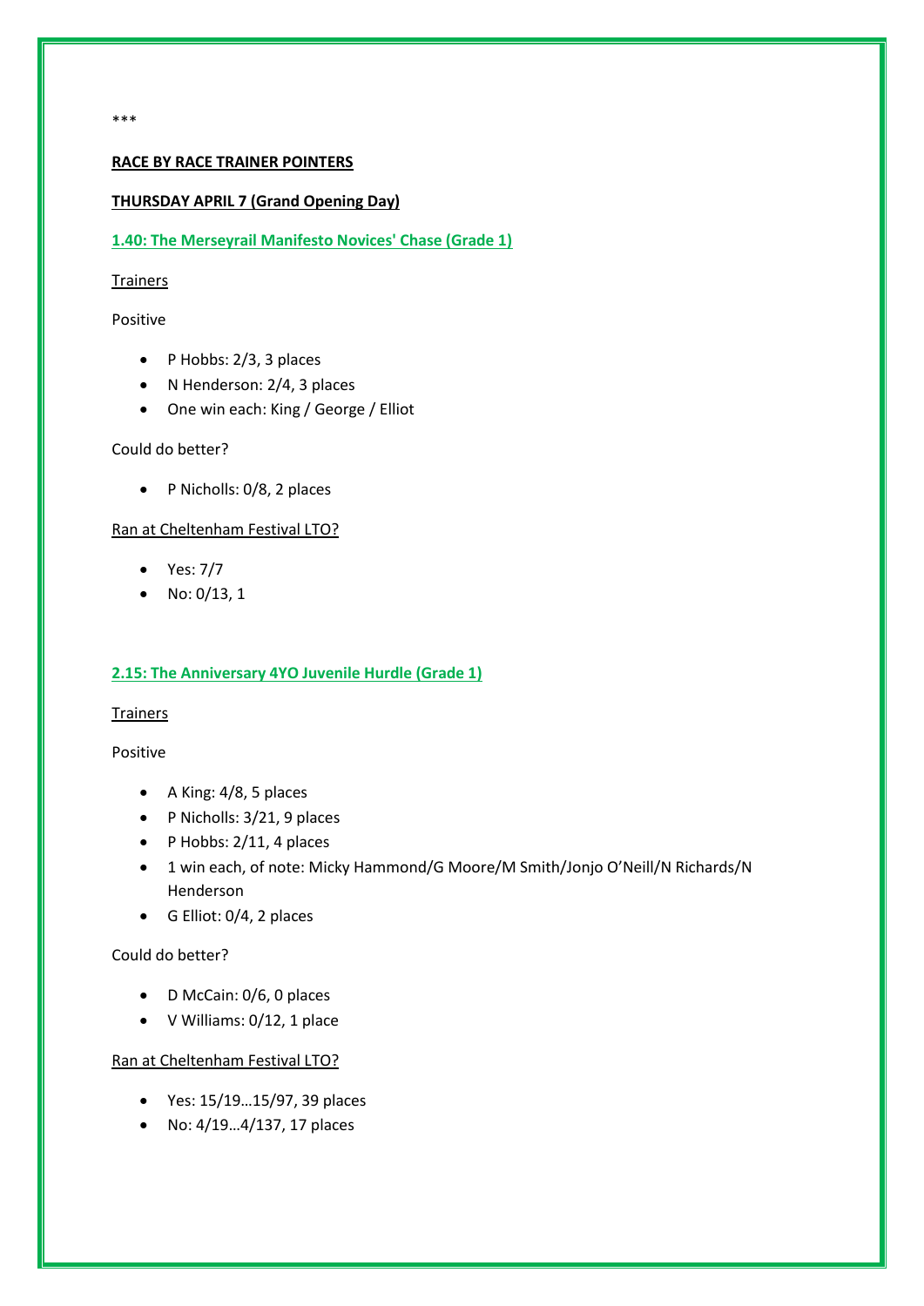***

**RACE BY RACE TRAINER POINTERS**

**THURSDAY APRIL 7 (Grand Opening Day)**

## 1.40: The Merseyrail Manifesto Novices' Chase (Grade 1)

Trainers

Positive

- P Hobbs: 2/3, 3 places
- N Henderson: 2/4, 3 places
- One win each: King / George / Elliot

Could do better?

- P Nicholls: 0/8, 2 places

Ran at Cheltenham Festival LTO?

- Yes: 7/7
- No: 0/13, 1

## 2.15: The Anniversary 4YO Juvenile Hurdle (Grade 1)

Trainers

Positive

- A King: 4/8, 5 places
- P Nicholls: 3/21, 9 places
- P Hobbs: 2/11, 4 places
- 1 win each, of note: Micky Hammond/G Moore/M Smith/Jonjo O'Neill/N Richards/N Henderson
- G Elliot: 0/4, 2 places

Could do better?

- D McCain: 0/6, 0 places
- V Williams: 0/12, 1 place

Ran at Cheltenham Festival LTO?

- Yes: 15/19…15/97, 39 places
- No: 4/19…4/137, 17 places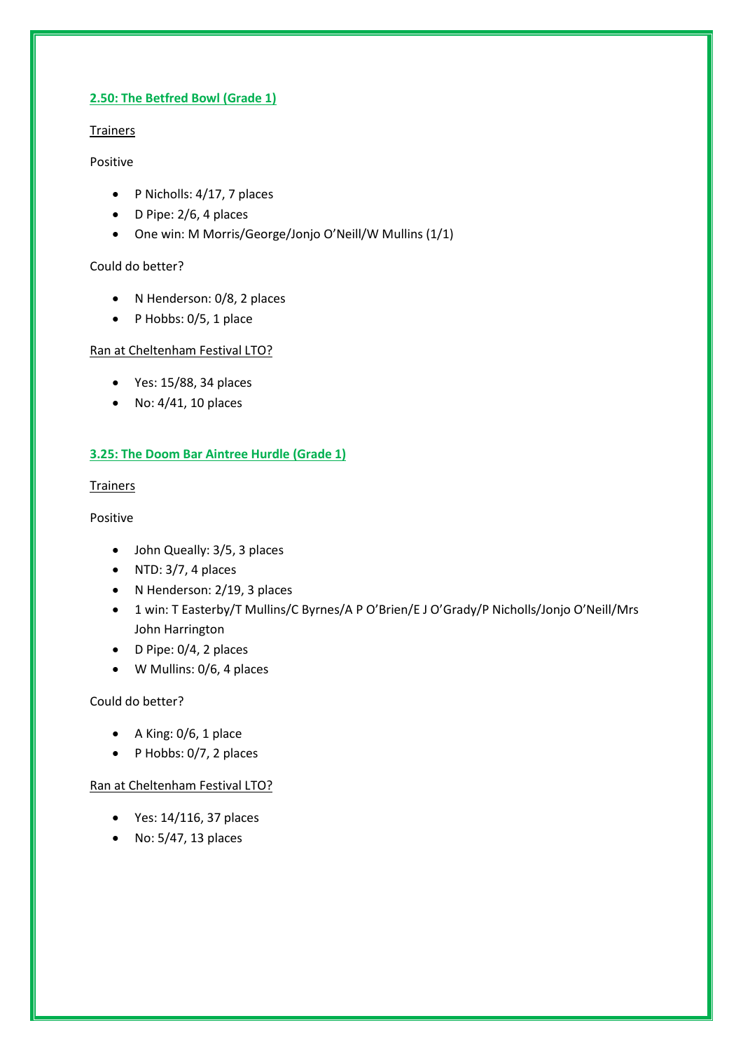## 2.50: The Betfred Bowl (Grade 1)

Trainers

Positive

- P Nicholls: 4/17, 7 places
- D Pipe: 2/6, 4 places
- One win: M Morris/George/Jonjo O'Neill/W Mullins (1/1)

Could do better?

- N Henderson: 0/8, 2 places
- P Hobbs: 0/5, 1 place

Ran at Cheltenham Festival LTO?

- Yes: 15/88, 34 places
- No: 4/41, 10 places

## 3.25: The Doom Bar Aintree Hurdle (Grade 1)

Trainers

Positive

- John Queally: 3/5, 3 places
- NTD: 3/7, 4 places
- N Henderson: 2/19, 3 places
- 1 win: T Easterby/T Mullins/C Byrnes/A P O'Brien/E J O'Grady/P Nicholls/Jonjo O'Neill/Mrs John Harrington
- D Pipe: 0/4, 2 places
- W Mullins: 0/6, 4 places

Could do better?

- A King: 0/6, 1 place
- P Hobbs: 0/7, 2 places

Ran at Cheltenham Festival LTO?

- Yes: 14/116, 37 places
- No: 5/47, 13 places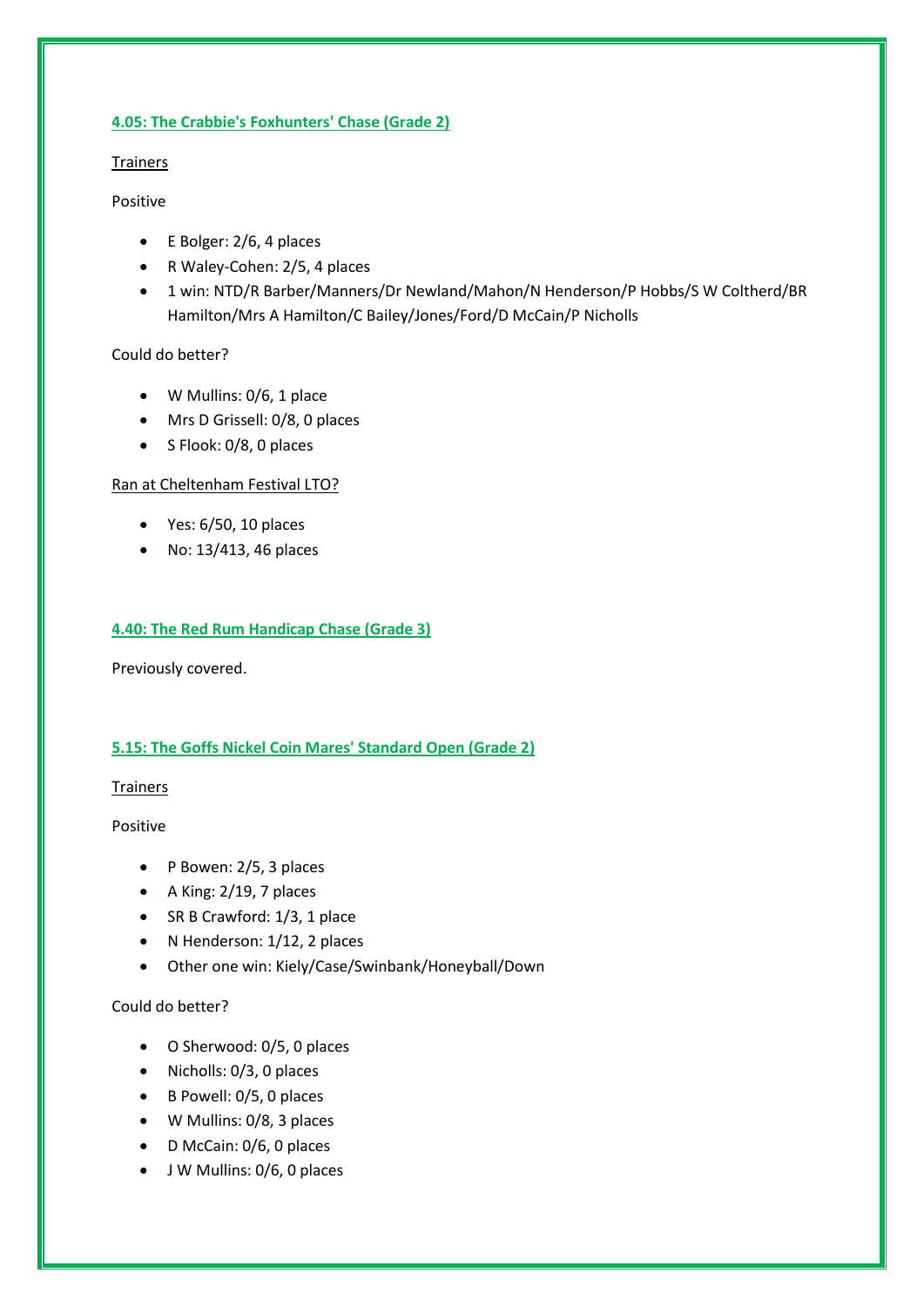## 4.05: The Crabbie's Foxhunters' Chase (Grade 2)

Trainers

Positive

- E Bolger: 2/6, 4 places
- R Waley-Cohen: 2/5, 4 places
- 1 win: NTD/R Barber/Manners/Dr Newland/Mahon/N Henderson/P Hobbs/S W Coltherd/BR Hamilton/Mrs A Hamilton/C Bailey/Jones/Ford/D McCain/P Nicholls

Could do better?

- W Mullins: 0/6, 1 place
- Mrs D Grissell: 0/8, 0 places
- S Flook: 0/8, 0 places

Ran at Cheltenham Festival LTO?

- Yes: 6/50, 10 places
- No: 13/413, 46 places

## 4.40: The Red Rum Handicap Chase (Grade 3)

Previously covered.

## 5.15: The Goffs Nickel Coin Mares' Standard Open (Grade 2)

Trainers

Positive

- P Bowen: 2/5, 3 places
- A King: 2/19, 7 places
- SR B Crawford: 1/3, 1 place
- N Henderson: 1/12, 2 places
- Other one win: Kiely/Case/Swinbank/Honeyball/Down

Could do better?

- O Sherwood: 0/5, 0 places
- Nicholls: 0/3, 0 places
- B Powell: 0/5, 0 places
- W Mullins: 0/8, 3 places
- D McCain: 0/6, 0 places
- J W Mullins: 0/6, 0 places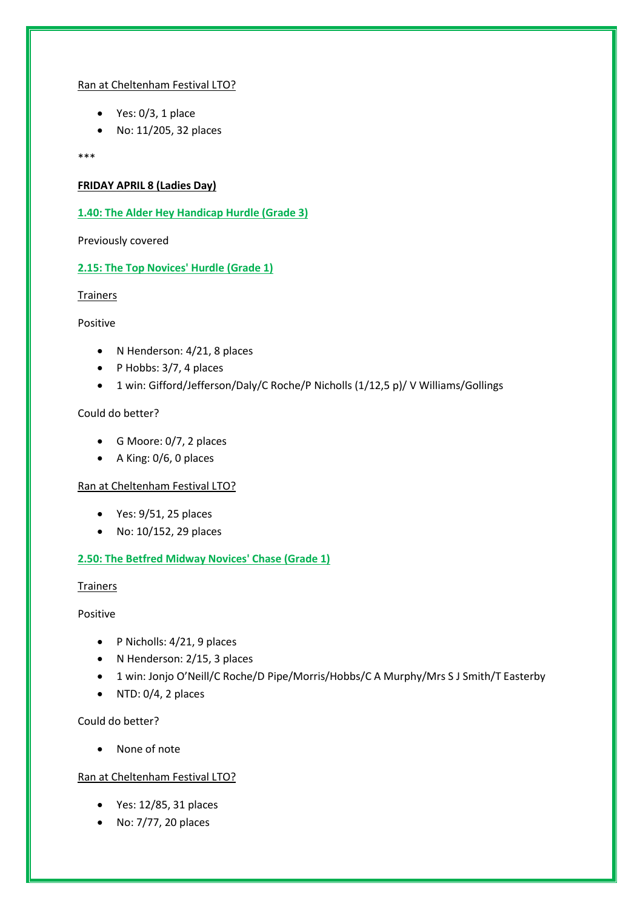Ran at Cheltenham Festival LTO?

- Yes: 0/3, 1 place
- No: 11/205, 32 places

***

**FRIDAY APRIL 8 (Ladies Day)**

**1.40: The Alder Hey Handicap Hurdle (Grade 3)**

Previously covered

**2.15: The Top Novices' Hurdle (Grade 1)**

Trainers

Positive

- N Henderson: 4/21, 8 places
- P Hobbs: 3/7, 4 places
- 1 win: Gifford/Jefferson/Daly/C Roche/P Nicholls (1/12,5 p)/ V Williams/Gollings

Could do better?

- G Moore: 0/7, 2 places
- A King: 0/6, 0 places

Ran at Cheltenham Festival LTO?

- Yes: 9/51, 25 places
- No: 10/152, 29 places

**2.50: The Betfred Midway Novices' Chase (Grade 1)**

Trainers

Positive

- P Nicholls: 4/21, 9 places
- N Henderson: 2/15, 3 places
- 1 win: Jonjo O'Neill/C Roche/D Pipe/Morris/Hobbs/C A Murphy/Mrs S J Smith/T Easterby
- NTD: 0/4, 2 places

Could do better?

- None of note

Ran at Cheltenham Festival LTO?

- Yes: 12/85, 31 places
- No: 7/77, 20 places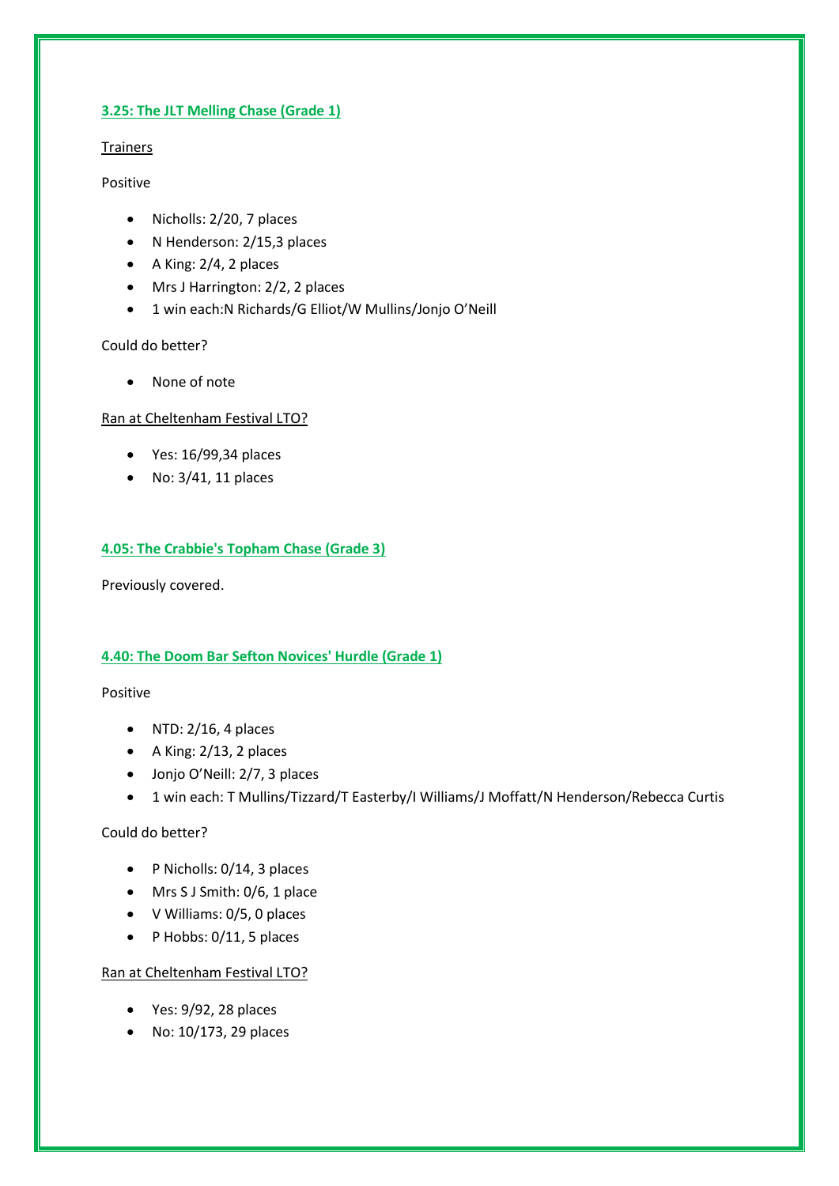### 3.25: The JLT Melling Chase (Grade 1)

Trainers

Positive

- Nicholls: 2/20, 7 places
- N Henderson: 2/15,3 places
- A King: 2/4, 2 places
- Mrs J Harrington: 2/2, 2 places
- 1 win each:N Richards/G Elliot/W Mullins/Jonjo O'Neill

Could do better?

- None of note

Ran at Cheltenham Festival LTO?

- Yes: 16/99,34 places
- No: 3/41, 11 places

### 4.05: The Crabbie's Topham Chase (Grade 3)

Previously covered.

### 4.40: The Doom Bar Sefton Novices' Hurdle (Grade 1)

Positive

- NTD: 2/16, 4 places
- A King: 2/13, 2 places
- Jonjo O'Neill: 2/7, 3 places
- 1 win each: T Mullins/Tizzard/T Easterby/I Williams/J Moffatt/N Henderson/Rebecca Curtis

Could do better?

- P Nicholls: 0/14, 3 places
- Mrs S J Smith: 0/6, 1 place
- V Williams: 0/5, 0 places
- P Hobbs: 0/11, 5 places

Ran at Cheltenham Festival LTO?

- Yes: 9/92, 28 places
- No: 10/173, 29 places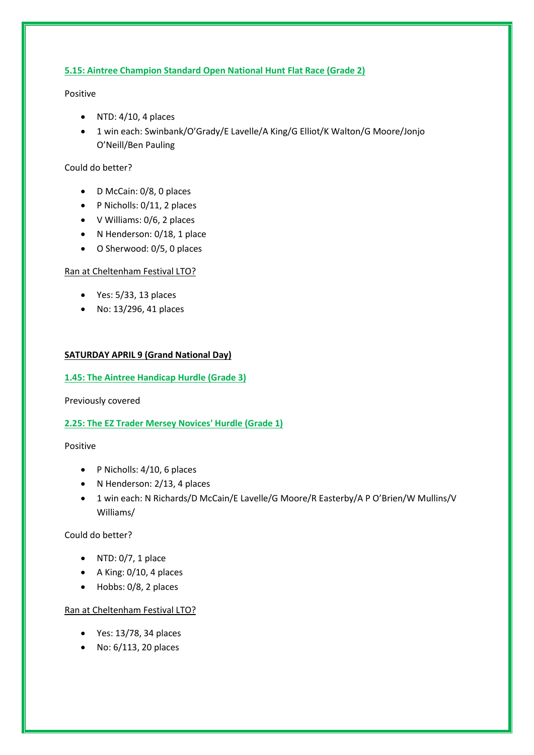### 5.15: Aintree Champion Standard Open National Hunt Flat Race (Grade 2)

Positive

- NTD: 4/10, 4 places
- 1 win each: Swinbank/O'Grady/E Lavelle/A King/G Elliot/K Walton/G Moore/Jonjo O'Neill/Ben Pauling

Could do better?

- D McCain: 0/8, 0 places
- P Nicholls: 0/11, 2 places
- V Williams: 0/6, 2 places
- N Henderson: 0/18, 1 place
- O Sherwood: 0/5, 0 places

Ran at Cheltenham Festival LTO?

- Yes: 5/33, 13 places
- No: 13/296, 41 places

## SATURDAY APRIL 9 (Grand National Day)

### 1.45: The Aintree Handicap Hurdle (Grade 3)

Previously covered

### 2.25: The EZ Trader Mersey Novices' Hurdle (Grade 1)

Positive

- P Nicholls: 4/10, 6 places
- N Henderson: 2/13, 4 places
- 1 win each: N Richards/D McCain/E Lavelle/G Moore/R Easterby/A P O'Brien/W Mullins/V Williams/

Could do better?

- NTD: 0/7, 1 place
- A King: 0/10, 4 places
- Hobbs: 0/8, 2 places

Ran at Cheltenham Festival LTO?

- Yes: 13/78, 34 places
- No: 6/113, 20 places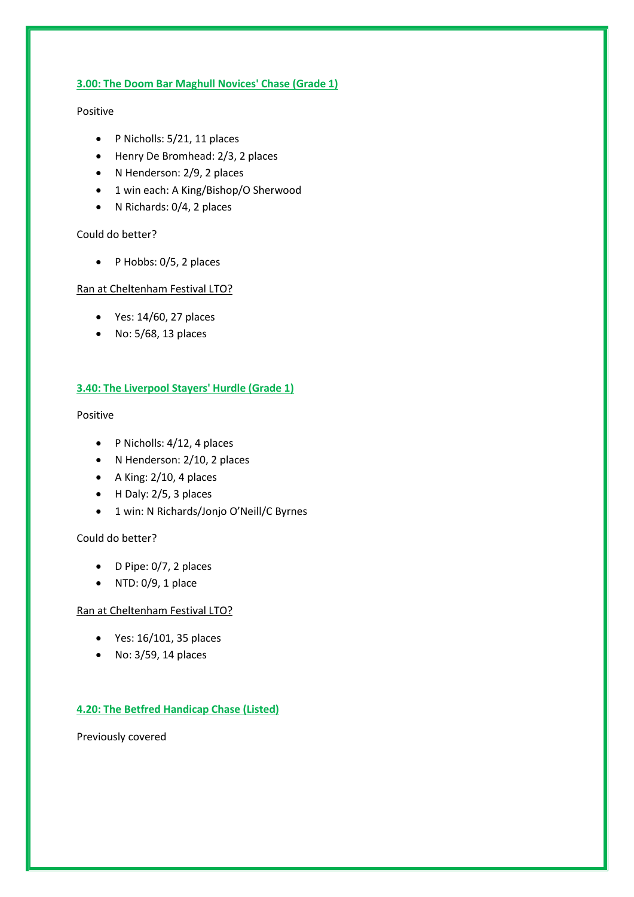### 3.00: The Doom Bar Maghull Novices' Chase (Grade 1)

Positive

- P Nicholls: 5/21, 11 places
- Henry De Bromhead: 2/3, 2 places
- N Henderson: 2/9, 2 places
- 1 win each: A King/Bishop/O Sherwood
- N Richards: 0/4, 2 places

Could do better?

- P Hobbs: 0/5, 2 places

Ran at Cheltenham Festival LTO?

- Yes: 14/60, 27 places
- No: 5/68, 13 places

### 3.40: The Liverpool Stayers' Hurdle (Grade 1)

Positive

- P Nicholls: 4/12, 4 places
- N Henderson: 2/10, 2 places
- A King: 2/10, 4 places
- H Daly: 2/5, 3 places
- 1 win: N Richards/Jonjo O'Neill/C Byrnes

Could do better?

- D Pipe: 0/7, 2 places
- NTD: 0/9, 1 place

Ran at Cheltenham Festival LTO?

- Yes: 16/101, 35 places
- No: 3/59, 14 places

### 4.20: The Betfred Handicap Chase (Listed)

Previously covered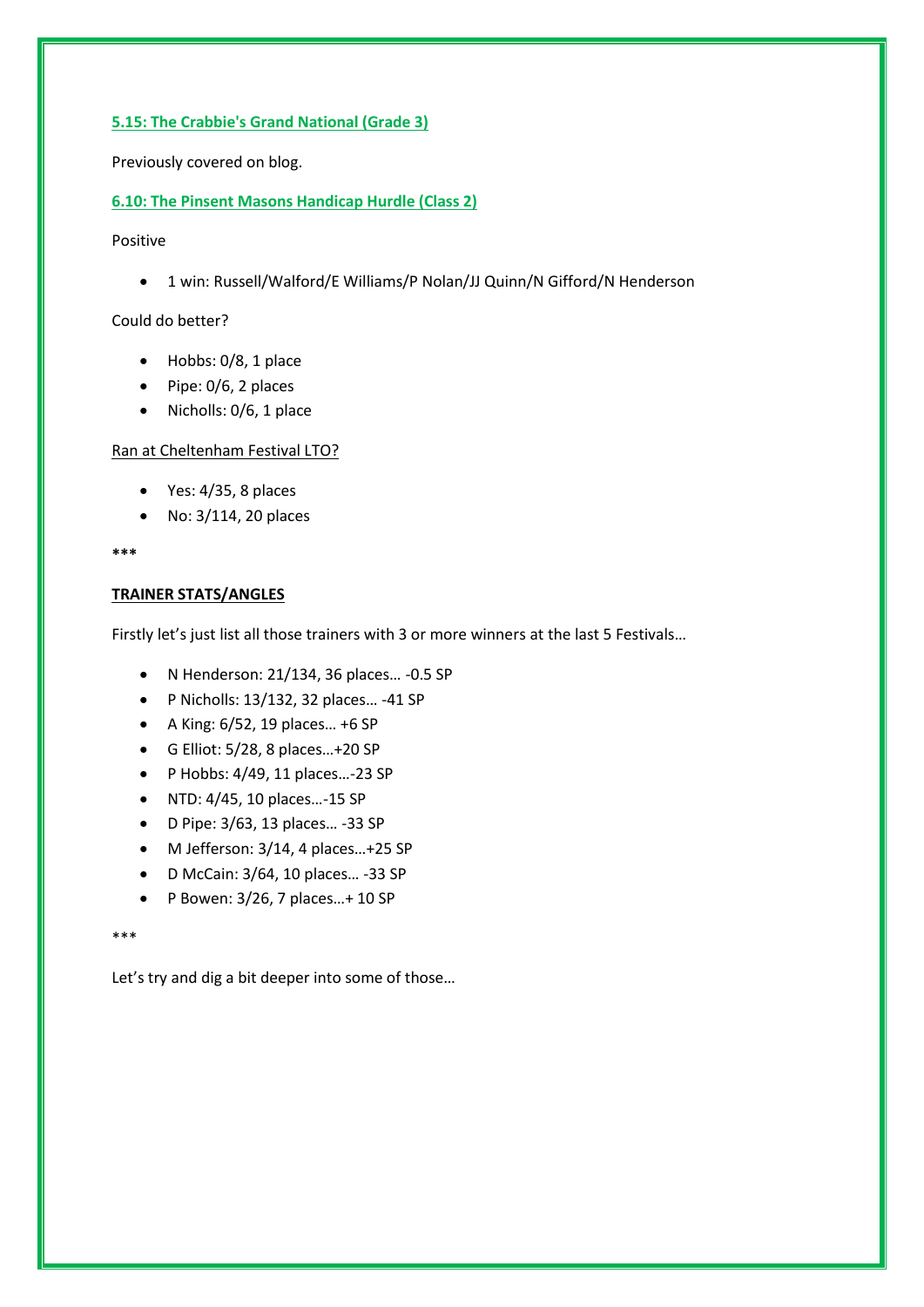### 5.15: The Crabbie's Grand National (Grade 3)

Previously covered on blog.

### 6.10: The Pinsent Masons Handicap Hurdle (Class 2)

Positive

- 1 win: Russell/Walford/E Williams/P Nolan/JJ Quinn/N Gifford/N Henderson

Could do better?

- Hobbs: 0/8, 1 place
- Pipe: 0/6, 2 places
- Nicholls: 0/6, 1 place

Ran at Cheltenham Festival LTO?

- Yes: 4/35, 8 places
- No: 3/114, 20 places

\*\*\*

**TRAINER STATS/ANGLES**

Firstly let's just list all those trainers with 3 or more winners at the last 5 Festivals…

- N Henderson: 21/134, 36 places… -0.5 SP
- P Nicholls: 13/132, 32 places… -41 SP
- A King: 6/52, 19 places… +6 SP
- G Elliot: 5/28, 8 places…+20 SP
- P Hobbs: 4/49, 11 places…-23 SP
- NTD: 4/45, 10 places…-15 SP
- D Pipe: 3/63, 13 places… -33 SP
- M Jefferson: 3/14, 4 places…+25 SP
- D McCain: 3/64, 10 places… -33 SP
- P Bowen: 3/26, 7 places…+ 10 SP

\*\*\*

Let's try and dig a bit deeper into some of those…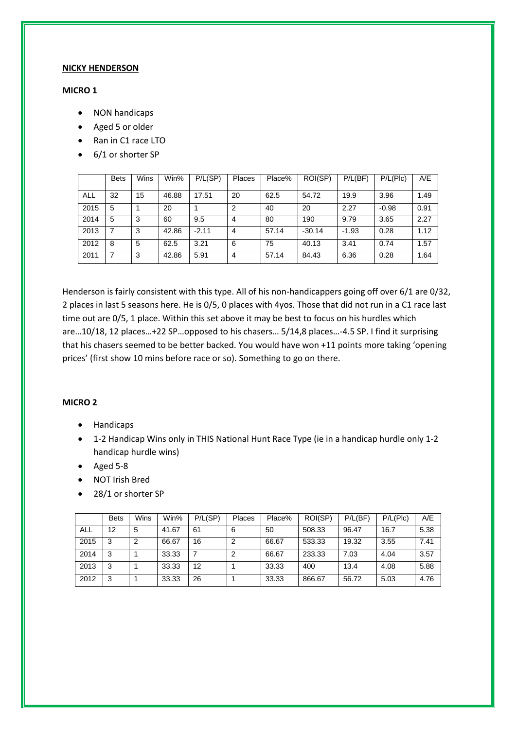**NICKY HENDERSON**

**MICRO 1**

- NON handicaps
- Aged 5 or older
- Ran in C1 race LTO
- 6/1 or shorter SP

| | Bets | Wins | Win% | P/L(SP) | Places | Place% | ROI(SP) | P/L(BF) | P/L(Plc) | A/E |
|---|---|---|---|---|---|---|---|---|---|---|
| ALL | 32 | 15 | 46.88 | 17.51 | 20 | 62.5 | 54.72 | 19.9 | 3.96 | 1.49 |
| 2015 | 5 | 1 | 20 | 1 | 2 | 40 | 20 | 2.27 | -0.98 | 0.91 |
| 2014 | 5 | 3 | 60 | 9.5 | 4 | 80 | 190 | 9.79 | 3.65 | 2.27 |
| 2013 | 7 | 3 | 42.86 | -2.11 | 4 | 57.14 | -30.14 | -1.93 | 0.28 | 1.12 |
| 2012 | 8 | 5 | 62.5 | 3.21 | 6 | 75 | 40.13 | 3.41 | 0.74 | 1.57 |
| 2011 | 7 | 3 | 42.86 | 5.91 | 4 | 57.14 | 84.43 | 6.36 | 0.28 | 1.64 |

Henderson is fairly consistent with this type. All of his non-handicappers going off over 6/1 are 0/32, 2 places in last 5 seasons here. He is 0/5, 0 places with 4yos. Those that did not run in a C1 race last time out are 0/5, 1 place. Within this set above it may be best to focus on his hurdles which are…10/18, 12 places…+22 SP…opposed to his chasers… 5/14,8 places…-4.5 SP. I find it surprising that his chasers seemed to be better backed. You would have won +11 points more taking 'opening prices' (first show 10 mins before race or so). Something to go on there.

**MICRO 2**

- Handicaps
- 1-2 Handicap Wins only in THIS National Hunt Race Type (ie in a handicap hurdle only 1-2 handicap hurdle wins)
- Aged 5-8
- NOT Irish Bred
- 28/1 or shorter SP

| | Bets | Wins | Win% | P/L(SP) | Places | Place% | ROI(SP) | P/L(BF) | P/L(Plc) | A/E |
|---|---|---|---|---|---|---|---|---|---|---|
| ALL | 12 | 5 | 41.67 | 61 | 6 | 50 | 508.33 | 96.47 | 16.7 | 5.38 |
| 2015 | 3 | 2 | 66.67 | 16 | 2 | 66.67 | 533.33 | 19.32 | 3.55 | 7.41 |
| 2014 | 3 | 1 | 33.33 | 7 | 2 | 66.67 | 233.33 | 7.03 | 4.04 | 3.57 |
| 2013 | 3 | 1 | 33.33 | 12 | 1 | 33.33 | 400 | 13.4 | 4.08 | 5.88 |
| 2012 | 3 | 1 | 33.33 | 26 | 1 | 33.33 | 866.67 | 56.72 | 5.03 | 4.76 |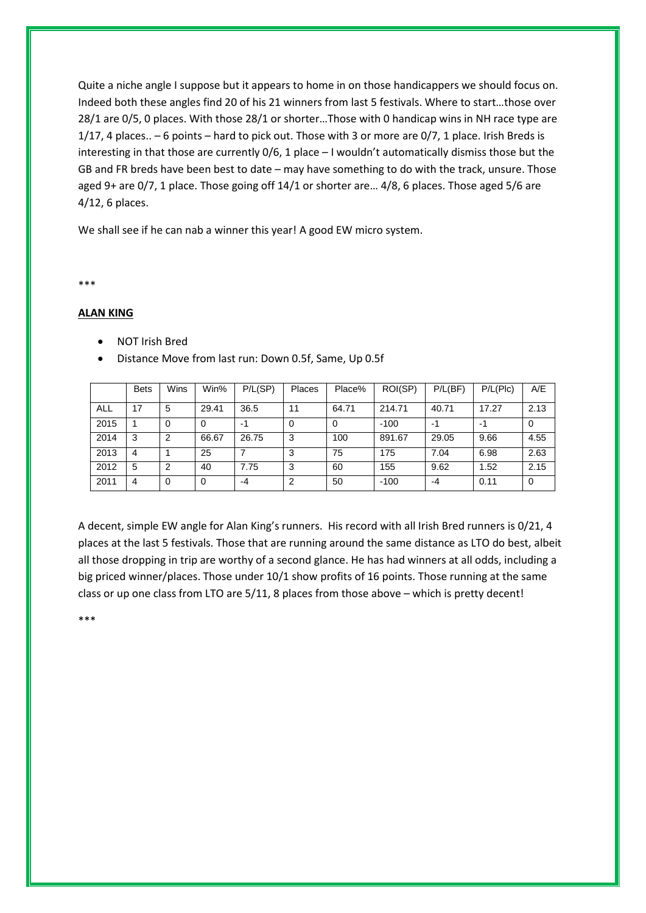Quite a niche angle I suppose but it appears to home in on those handicappers we should focus on. Indeed both these angles find 20 of his 21 winners from last 5 festivals. Where to start…those over 28/1 are 0/5, 0 places. With those 28/1 or shorter…Those with 0 handicap wins in NH race type are 1/17, 4 places.. – 6 points – hard to pick out. Those with 3 or more are 0/7, 1 place. Irish Breds is interesting in that those are currently 0/6, 1 place – I wouldn't automatically dismiss those but the GB and FR breds have been best to date – may have something to do with the track, unsure. Those aged 9+ are 0/7, 1 place. Those going off 14/1 or shorter are… 4/8, 6 places. Those aged 5/6 are 4/12, 6 places.

We shall see if he can nab a winner this year! A good EW micro system.

***

**ALAN KING**

- NOT Irish Bred
- Distance Move from last run: Down 0.5f, Same, Up 0.5f

| | Bets | Wins | Win% | P/L(SP) | Places | Place% | ROI(SP) | P/L(BF) | P/L(Plc) | A/E |
|---|---|---|---|---|---|---|---|---|---|---|
| ALL | 17 | 5 | 29.41 | 36.5 | 11 | 64.71 | 214.71 | 40.71 | 17.27 | 2.13 |
| 2015 | 1 | 0 | 0 | -1 | 0 | 0 | -100 | -1 | -1 | 0 |
| 2014 | 3 | 2 | 66.67 | 26.75 | 3 | 100 | 891.67 | 29.05 | 9.66 | 4.55 |
| 2013 | 4 | 1 | 25 | 7 | 3 | 75 | 175 | 7.04 | 6.98 | 2.63 |
| 2012 | 5 | 2 | 40 | 7.75 | 3 | 60 | 155 | 9.62 | 1.52 | 2.15 |
| 2011 | 4 | 0 | 0 | -4 | 2 | 50 | -100 | -4 | 0.11 | 0 |

A decent, simple EW angle for Alan King's runners. His record with all Irish Bred runners is 0/21, 4 places at the last 5 festivals. Those that are running around the same distance as LTO do best, albeit all those dropping in trip are worthy of a second glance. He has had winners at all odds, including a big priced winner/places. Those under 10/1 show profits of 16 points. Those running at the same class or up one class from LTO are 5/11, 8 places from those above – which is pretty decent!

***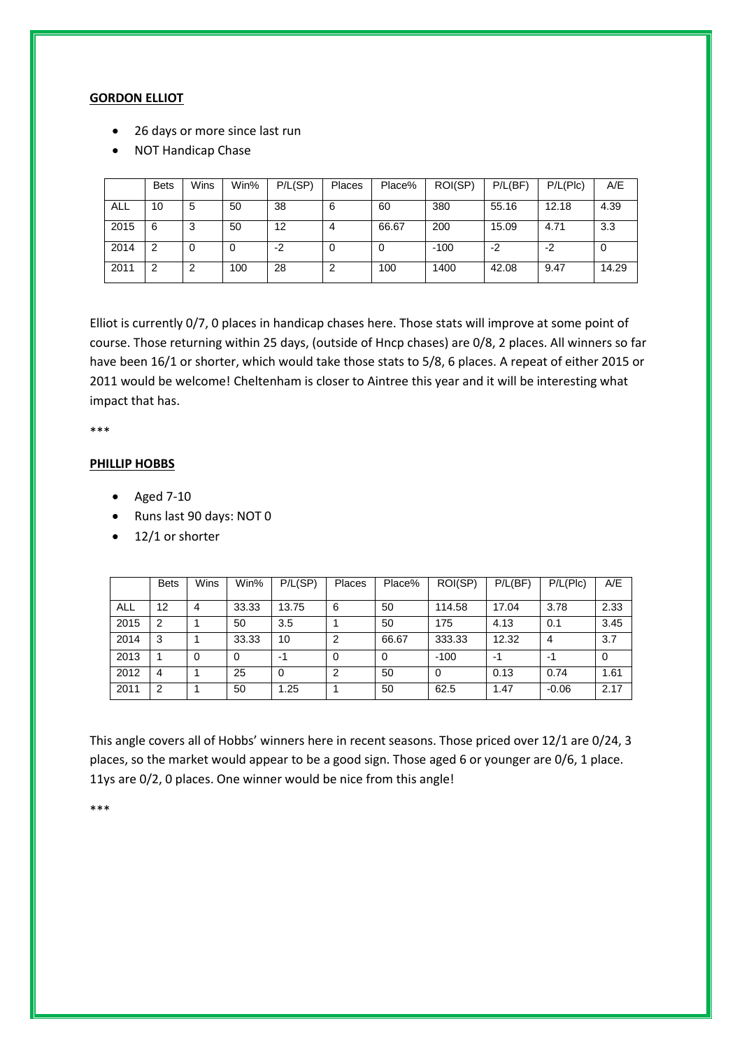**GORDON ELLIOT**

- 26 days or more since last run
- NOT Handicap Chase

| | Bets | Wins | Win% | P/L(SP) | Places | Place% | ROI(SP) | P/L(BF) | P/L(Plc) | A/E |
|---|---|---|---|---|---|---|---|---|---|---|
| ALL | 10 | 5 | 50 | 38 | 6 | 60 | 380 | 55.16 | 12.18 | 4.39 |
| 2015 | 6 | 3 | 50 | 12 | 4 | 66.67 | 200 | 15.09 | 4.71 | 3.3 |
| 2014 | 2 | 0 | 0 | -2 | 0 | 0 | -100 | -2 | -2 | 0 |
| 2011 | 2 | 2 | 100 | 28 | 2 | 100 | 1400 | 42.08 | 9.47 | 14.29 |

Elliot is currently 0/7, 0 places in handicap chases here. Those stats will improve at some point of course. Those returning within 25 days, (outside of Hncp chases) are 0/8, 2 places. All winners so far have been 16/1 or shorter, which would take those stats to 5/8, 6 places. A repeat of either 2015 or 2011 would be welcome! Cheltenham is closer to Aintree this year and it will be interesting what impact that has.

***

**PHILLIP HOBBS**

- Aged 7-10
- Runs last 90 days: NOT 0
- 12/1 or shorter

| | Bets | Wins | Win% | P/L(SP) | Places | Place% | ROI(SP) | P/L(BF) | P/L(Plc) | A/E |
|---|---|---|---|---|---|---|---|---|---|---|
| ALL | 12 | 4 | 33.33 | 13.75 | 6 | 50 | 114.58 | 17.04 | 3.78 | 2.33 |
| 2015 | 2 | 1 | 50 | 3.5 | 1 | 50 | 175 | 4.13 | 0.1 | 3.45 |
| 2014 | 3 | 1 | 33.33 | 10 | 2 | 66.67 | 333.33 | 12.32 | 4 | 3.7 |
| 2013 | 1 | 0 | 0 | -1 | 0 | 0 | -100 | -1 | -1 | 0 |
| 2012 | 4 | 1 | 25 | 0 | 2 | 50 | 0 | 0.13 | 0.74 | 1.61 |
| 2011 | 2 | 1 | 50 | 1.25 | 1 | 50 | 62.5 | 1.47 | -0.06 | 2.17 |

This angle covers all of Hobbs' winners here in recent seasons. Those priced over 12/1 are 0/24, 3 places, so the market would appear to be a good sign. Those aged 6 or younger are 0/6, 1 place. 11ys are 0/2, 0 places. One winner would be nice from this angle!

***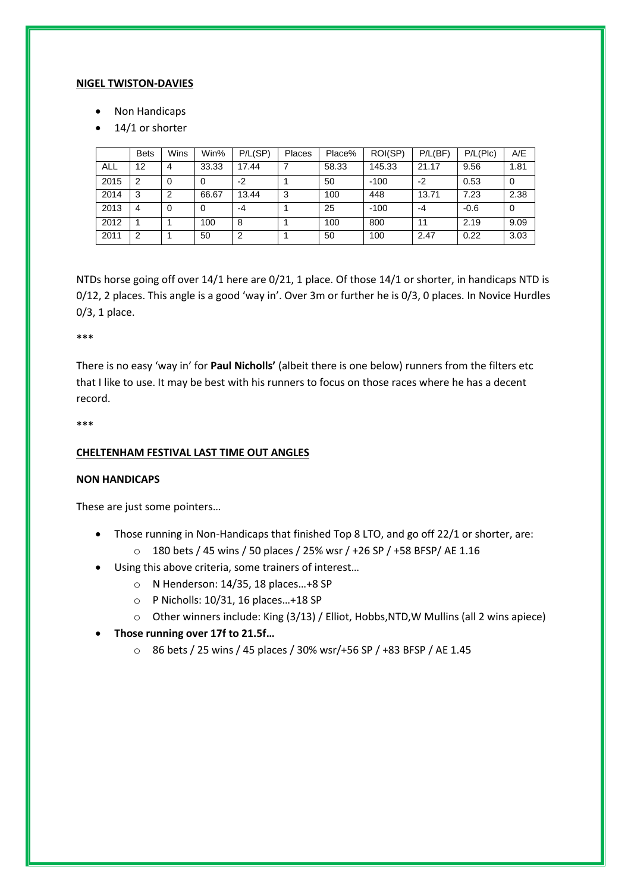**NIGEL TWISTON-DAVIES**

- Non Handicaps
- 14/1 or shorter

| | Bets | Wins | Win% | P/L(SP) | Places | Place% | ROI(SP) | P/L(BF) | P/L(Plc) | A/E |
|---|---|---|---|---|---|---|---|---|---|---|
| ALL | 12 | 4 | 33.33 | 17.44 | 7 | 58.33 | 145.33 | 21.17 | 9.56 | 1.81 |
| 2015 | 2 | 0 | 0 | -2 | 1 | 50 | -100 | -2 | 0.53 | 0 |
| 2014 | 3 | 2 | 66.67 | 13.44 | 3 | 100 | 448 | 13.71 | 7.23 | 2.38 |
| 2013 | 4 | 0 | 0 | -4 | 1 | 25 | -100 | -4 | -0.6 | 0 |
| 2012 | 1 | 1 | 100 | 8 | 1 | 100 | 800 | 11 | 2.19 | 9.09 |
| 2011 | 2 | 1 | 50 | 2 | 1 | 50 | 100 | 2.47 | 0.22 | 3.03 |

NTDs horse going off over 14/1 here are 0/21, 1 place. Of those 14/1 or shorter, in handicaps NTD is 0/12, 2 places. This angle is a good 'way in'. Over 3m or further he is 0/3, 0 places. In Novice Hurdles 0/3, 1 place.

***

There is no easy 'way in' for **Paul Nicholls'** (albeit there is one below) runners from the filters etc that I like to use. It may be best with his runners to focus on those races where he has a decent record.

***

**CHELTENHAM FESTIVAL LAST TIME OUT ANGLES**

**NON HANDICAPS**

These are just some pointers…

- Those running in Non-Handicaps that finished Top 8 LTO, and go off 22/1 or shorter, are:
  - 180 bets / 45 wins / 50 places / 25% wsr / +26 SP / +58 BFSP/ AE 1.16
- Using this above criteria, some trainers of interest…
  - N Henderson: 14/35, 18 places…+8 SP
  - P Nicholls: 10/31, 16 places…+18 SP
  - Other winners include: King (3/13) / Elliot, Hobbs,NTD,W Mullins (all 2 wins apiece)
- **Those running over 17f to 21.5f…**
  - 86 bets / 25 wins / 45 places / 30% wsr/+56 SP / +83 BFSP / AE 1.45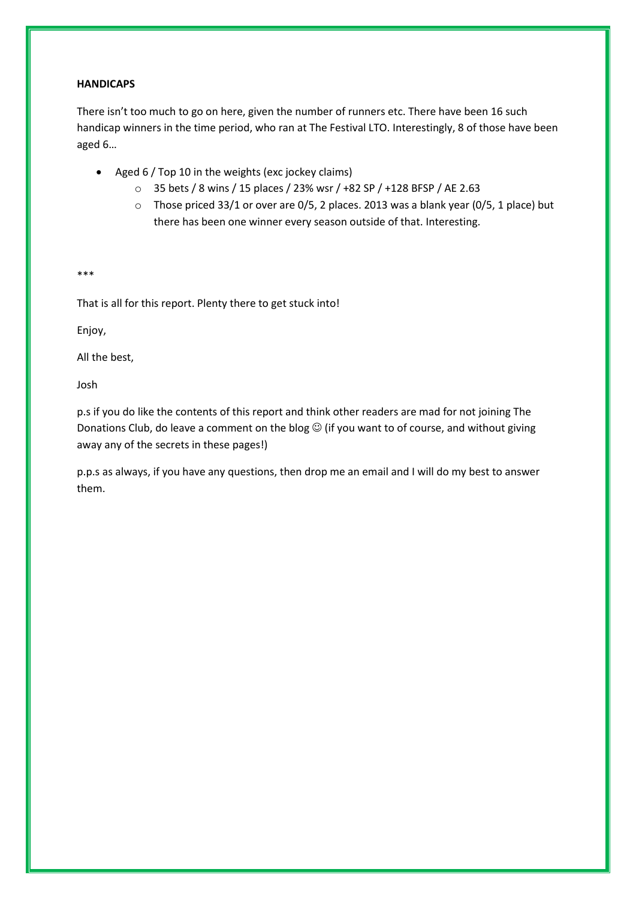**HANDICAPS**

There isn't too much to go on here, given the number of runners etc. There have been 16 such handicap winners in the time period, who ran at The Festival LTO. Interestingly, 8 of those have been aged 6…

- Aged 6 / Top 10 in the weights (exc jockey claims)
    - 35 bets / 8 wins / 15 places / 23% wsr / +82 SP / +128 BFSP / AE 2.63
    - Those priced 33/1 or over are 0/5, 2 places. 2013 was a blank year (0/5, 1 place) but there has been one winner every season outside of that. Interesting.

***

That is all for this report. Plenty there to get stuck into!

Enjoy,

All the best,

Josh

p.s if you do like the contents of this report and think other readers are mad for not joining The Donations Club, do leave a comment on the blog ☺ (if you want to of course, and without giving away any of the secrets in these pages!)

p.p.s as always, if you have any questions, then drop me an email and I will do my best to answer them.